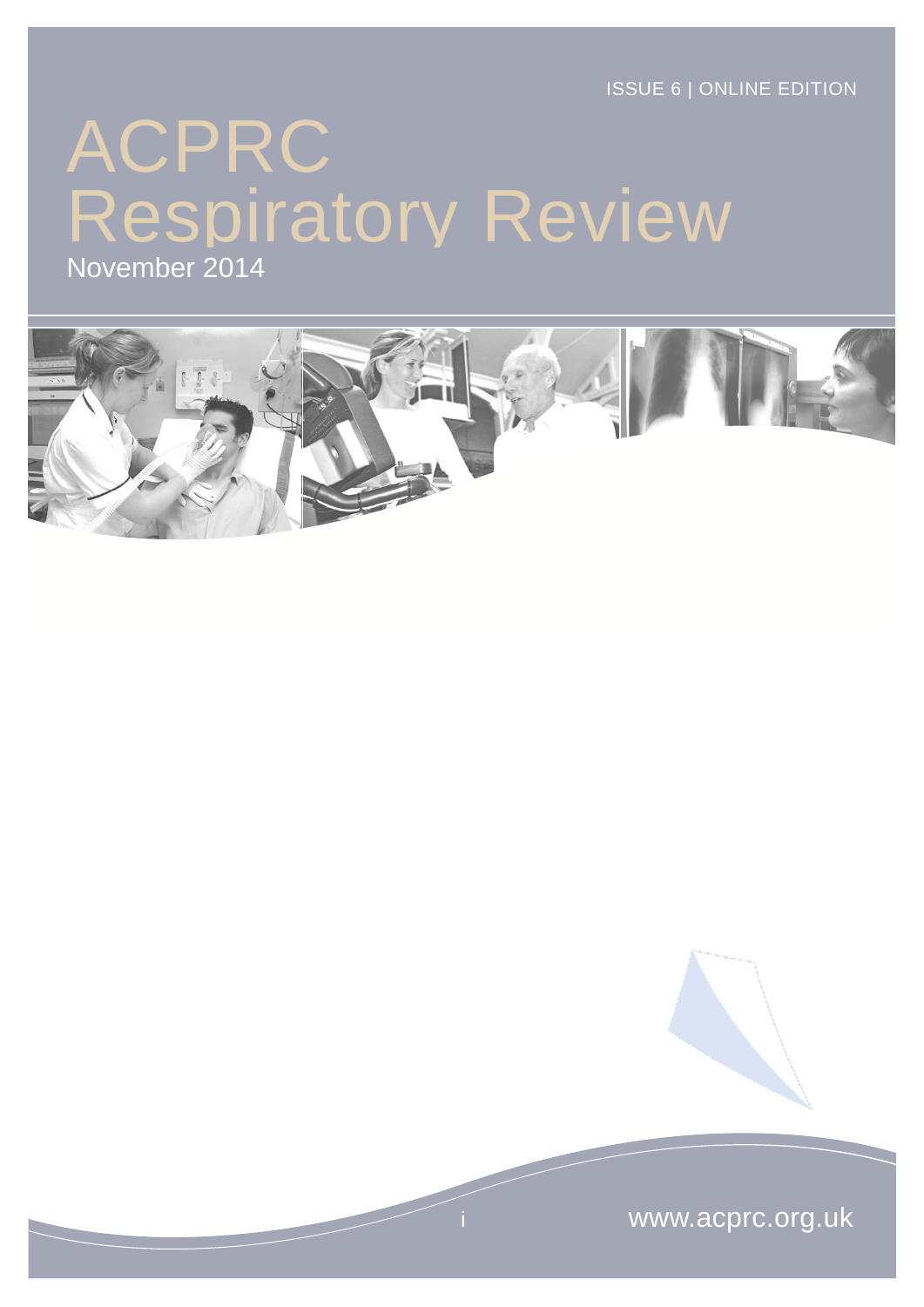ISSUE 6 | ONLINE EDITION

# ACPRC Respiratory Review

November 2014

www.acprc.org.uk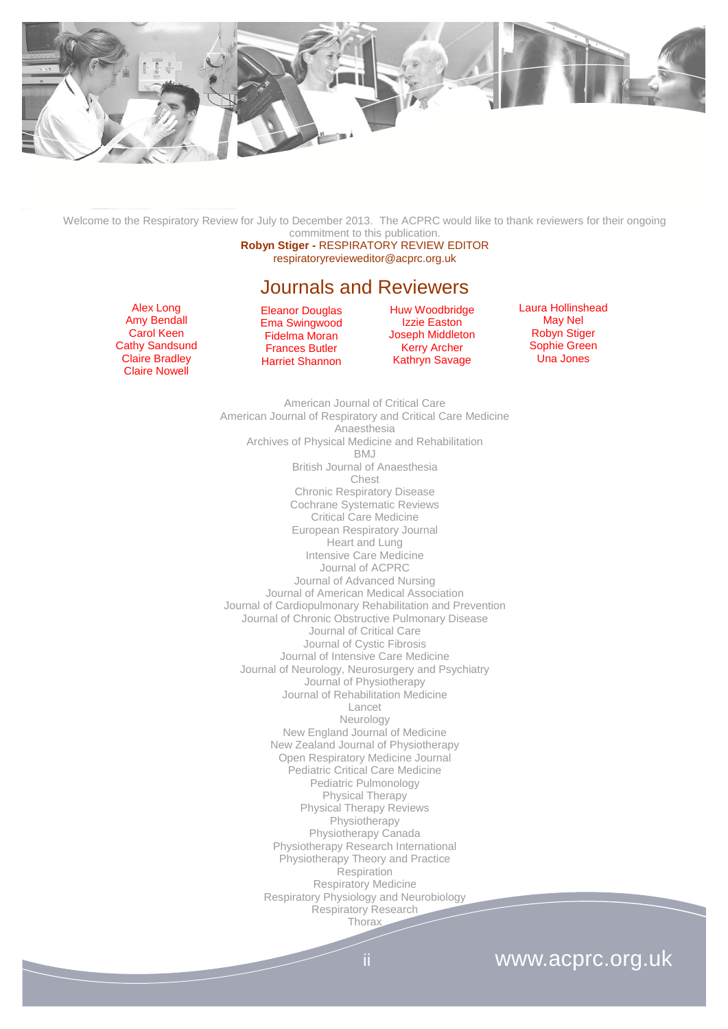Welcome to the Respiratory Review for July to December 2013. The ACPRC would like to thank reviewers for their ongoing commitment to this publication.

**Robyn Stiger -** RESPIRATORY REVIEW EDITOR
respiratoryrevieweditor@acprc.org.uk

# Journals and Reviewers

Alex Long
Amy Bendall
Carol Keen
Cathy Sandsund
Claire Bradley
Claire Nowell

Eleanor Douglas
Ema Swingwood
Fidelma Moran
Frances Butler
Harriet Shannon

Huw Woodbridge
Izzie Easton
Joseph Middleton
Kerry Archer
Kathryn Savage

Laura Hollinshead
May Nel
Robyn Stiger
Sophie Green
Una Jones

American Journal of Critical Care
American Journal of Respiratory and Critical Care Medicine
Anaesthesia
Archives of Physical Medicine and Rehabilitation
BMJ
British Journal of Anaesthesia
Chest
Chronic Respiratory Disease
Cochrane Systematic Reviews
Critical Care Medicine
European Respiratory Journal
Heart and Lung
Intensive Care Medicine
Journal of ACPRC
Journal of Advanced Nursing
Journal of American Medical Association
Journal of Cardiopulmonary Rehabilitation and Prevention
Journal of Chronic Obstructive Pulmonary Disease
Journal of Critical Care
Journal of Cystic Fibrosis
Journal of Intensive Care Medicine
Journal of Neurology, Neurosurgery and Psychiatry
Journal of Physiotherapy
Journal of Rehabilitation Medicine
Lancet
Neurology
New England Journal of Medicine
New Zealand Journal of Physiotherapy
Open Respiratory Medicine Journal
Pediatric Critical Care Medicine
Pediatric Pulmonology
Physical Therapy
Physical Therapy Reviews
Physiotherapy
Physiotherapy Canada
Physiotherapy Research International
Physiotherapy Theory and Practice
Respiration
Respiratory Medicine
Respiratory Physiology and Neurobiology
Respiratory Research
Thorax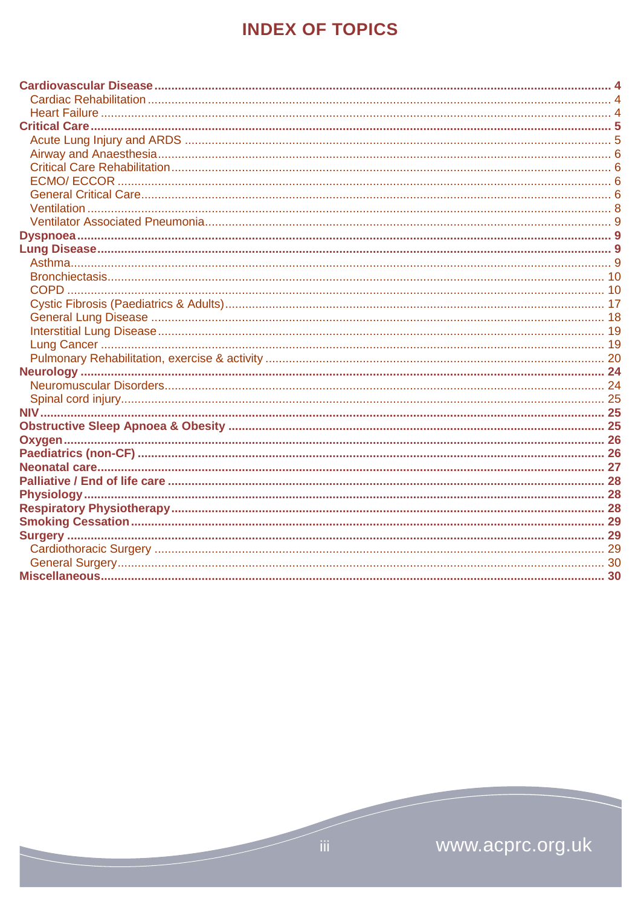# INDEX OF TOPICS

- **Cardiovascular Disease** ... 4
  - Cardiac Rehabilitation ... 4
  - Heart Failure ... 4
- **Critical Care** ... 5
  - Acute Lung Injury and ARDS ... 5
  - Airway and Anaesthesia ... 6
  - Critical Care Rehabilitation ... 6
  - ECMO/ ECCOR ... 6
  - General Critical Care ... 6
  - Ventilation ... 8
  - Ventilator Associated Pneumonia ... 9
- **Dyspnoea** ... 9
- **Lung Disease** ... 9
  - Asthma ... 9
  - Bronchiectasis ... 10
  - COPD ... 10
  - Cystic Fibrosis (Paediatrics & Adults) ... 17
  - General Lung Disease ... 18
  - Interstitial Lung Disease ... 19
  - Lung Cancer ... 19
  - Pulmonary Rehabilitation, exercise & activity ... 20
- **Neurology** ... 24
  - Neuromuscular Disorders ... 24
  - Spinal cord injury ... 25
- **NIV** ... 25
- **Obstructive Sleep Apnoea & Obesity** ... 25
- **Oxygen** ... 26
- **Paediatrics (non-CF)** ... 26
- **Neonatal care** ... 27
- **Palliative / End of life care** ... 28
- **Physiology** ... 28
- **Respiratory Physiotherapy** ... 28
- **Smoking Cessation** ... 29
- **Surgery** ... 29
  - Cardiothoracic Surgery ... 29
  - General Surgery ... 30
- **Miscellaneous** ... 30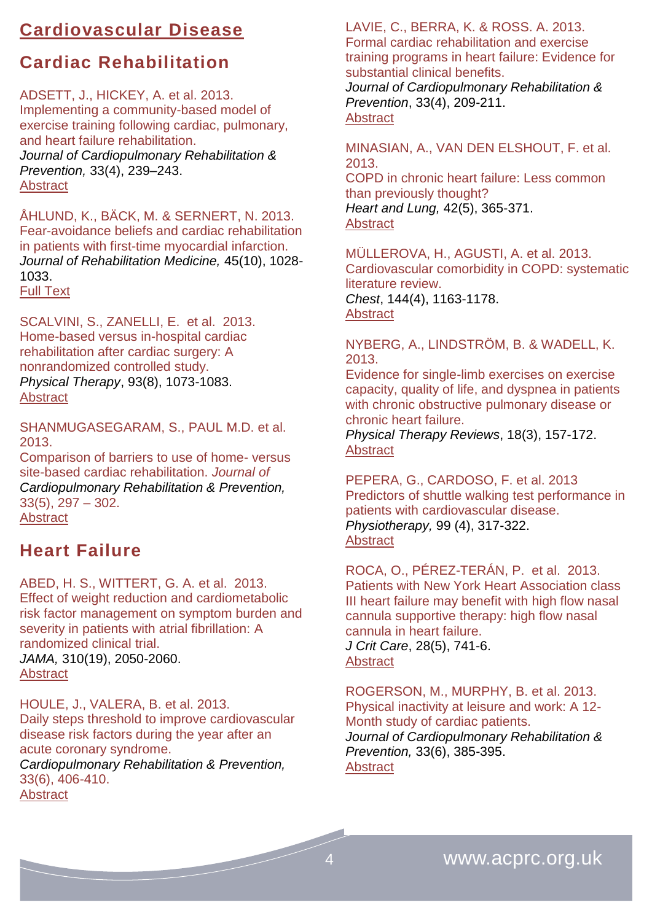# Cardiovascular Disease

## Cardiac Rehabilitation

ADSETT, J., HICKEY, A. et al. 2013.
Implementing a community-based model of exercise training following cardiac, pulmonary, and heart failure rehabilitation.
*Journal of Cardiopulmonary Rehabilitation & Prevention,* 33(4), 239–243.
Abstract

ÅHLUND, K., BÄCK, M. & SERNERT, N. 2013.
Fear-avoidance beliefs and cardiac rehabilitation in patients with first-time myocardial infarction.
*Journal of Rehabilitation Medicine,* 45(10), 1028-1033.
Full Text

SCALVINI, S., ZANELLI, E. et al. 2013.
Home-based versus in-hospital cardiac rehabilitation after cardiac surgery: A nonrandomized controlled study.
*Physical Therapy*, 93(8), 1073-1083.
Abstract

SHANMUGASEGARAM, S., PAUL M.D. et al. 2013.
Comparison of barriers to use of home- versus site-based cardiac rehabilitation. *Journal of Cardiopulmonary Rehabilitation & Prevention,* 33(5), 297 – 302.
Abstract

## Heart Failure

ABED, H. S., WITTERT, G. A. et al. 2013.
Effect of weight reduction and cardiometabolic risk factor management on symptom burden and severity in patients with atrial fibrillation: A randomized clinical trial.
*JAMA,* 310(19), 2050-2060.
Abstract

HOULE, J., VALERA, B. et al. 2013.
Daily steps threshold to improve cardiovascular disease risk factors during the year after an acute coronary syndrome.
*Cardiopulmonary Rehabilitation & Prevention,* 33(6), 406-410.
Abstract

LAVIE, C., BERRA, K. & ROSS. A. 2013.
Formal cardiac rehabilitation and exercise training programs in heart failure: Evidence for substantial clinical benefits.
*Journal of Cardiopulmonary Rehabilitation & Prevention*, 33(4), 209-211.
Abstract

MINASIAN, A., VAN DEN ELSHOUT, F. et al. 2013.
COPD in chronic heart failure: Less common than previously thought?
*Heart and Lung,* 42(5), 365-371.
Abstract

MÜLLEROVA, H., AGUSTI, A. et al. 2013.
Cardiovascular comorbidity in COPD: systematic literature review.
*Chest*, 144(4), 1163-1178.
Abstract

NYBERG, A., LINDSTRÖM, B. & WADELL, K. 2013.
Evidence for single-limb exercises on exercise capacity, quality of life, and dyspnea in patients with chronic obstructive pulmonary disease or chronic heart failure.
*Physical Therapy Reviews*, 18(3), 157-172.
Abstract

PEPERA, G., CARDOSO, F. et al. 2013
Predictors of shuttle walking test performance in patients with cardiovascular disease.
*Physiotherapy,* 99 (4), 317-322.
Abstract

ROCA, O., PÉREZ-TERÁN, P. et al. 2013.
Patients with New York Heart Association class III heart failure may benefit with high flow nasal cannula supportive therapy: high flow nasal cannula in heart failure.
*J Crit Care*, 28(5), 741-6.
Abstract

ROGERSON, M., MURPHY, B. et al. 2013.
Physical inactivity at leisure and work: A 12-Month study of cardiac patients.
*Journal of Cardiopulmonary Rehabilitation & Prevention,* 33(6), 385-395.
Abstract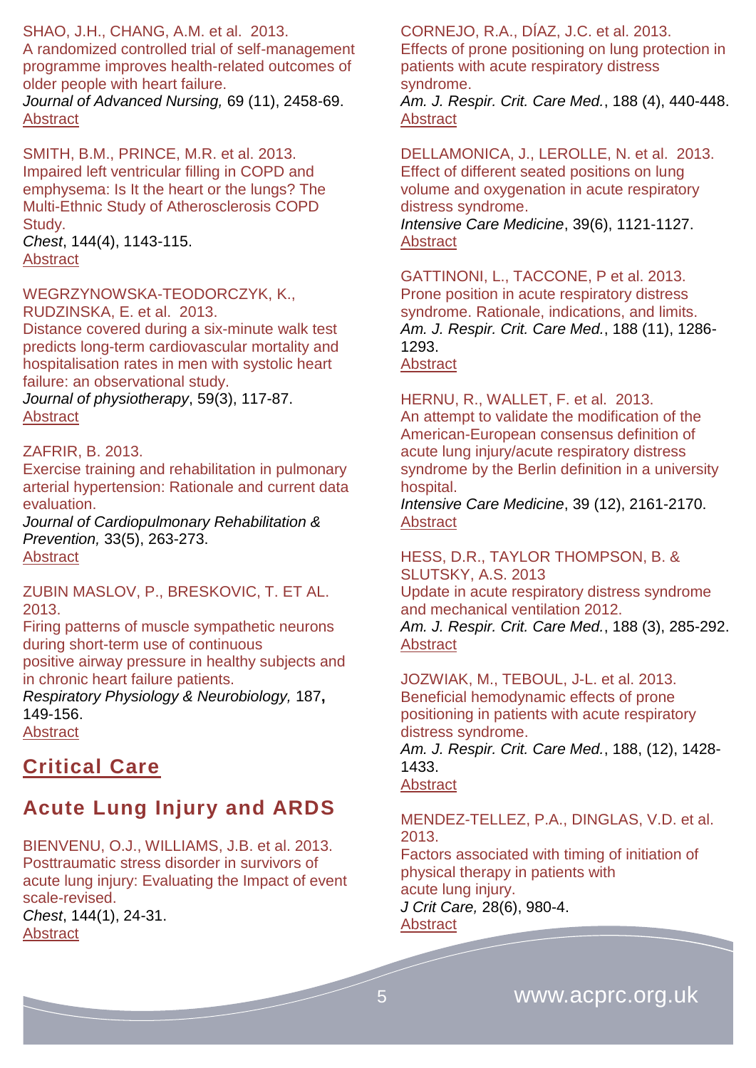SHAO, J.H., CHANG, A.M. et al. 2013.
A randomized controlled trial of self-management programme improves health-related outcomes of older people with heart failure.
*Journal of Advanced Nursing,* 69 (11), 2458-69.
Abstract

SMITH, B.M., PRINCE, M.R. et al. 2013.
Impaired left ventricular filling in COPD and emphysema: Is It the heart or the lungs? The Multi-Ethnic Study of Atherosclerosis COPD Study.
*Chest*, 144(4), 1143-115.
Abstract

WEGRZYNOWSKA-TEODORCZYK, K., RUDZINSKA, E. et al. 2013.
Distance covered during a six-minute walk test predicts long-term cardiovascular mortality and hospitalisation rates in men with systolic heart failure: an observational study.
*Journal of physiotherapy*, 59(3), 117-87.
Abstract

ZAFRIR, B. 2013.
Exercise training and rehabilitation in pulmonary arterial hypertension: Rationale and current data evaluation.
*Journal of Cardiopulmonary Rehabilitation & Prevention,* 33(5), 263-273.
Abstract

ZUBIN MASLOV, P., BRESKOVIC, T. ET AL. 2013.
Firing patterns of muscle sympathetic neurons during short-term use of continuous positive airway pressure in healthy subjects and in chronic heart failure patients.
*Respiratory Physiology & Neurobiology,* 187**,** 149-156.
Abstract

# Critical Care

## Acute Lung Injury and ARDS

BIENVENU, O.J., WILLIAMS, J.B. et al. 2013.
Posttraumatic stress disorder in survivors of acute lung injury: Evaluating the Impact of event scale-revised.
*Chest*, 144(1), 24-31.
Abstract

CORNEJO, R.A., DÍAZ, J.C. et al. 2013.
Effects of prone positioning on lung protection in patients with acute respiratory distress syndrome.
*Am. J. Respir. Crit. Care Med.*, 188 (4), 440-448.
Abstract

DELLAMONICA, J., LEROLLE, N. et al. 2013.
Effect of different seated positions on lung volume and oxygenation in acute respiratory distress syndrome.
*Intensive Care Medicine*, 39(6), 1121-1127.
Abstract

GATTINONI, L., TACCONE, P et al. 2013.
Prone position in acute respiratory distress syndrome. Rationale, indications, and limits.
*Am. J. Respir. Crit. Care Med.*, 188 (11), 1286-1293.
Abstract

HERNU, R., WALLET, F. et al. 2013.
An attempt to validate the modification of the American-European consensus definition of acute lung injury/acute respiratory distress syndrome by the Berlin definition in a university hospital.
*Intensive Care Medicine*, 39 (12), 2161-2170.
Abstract

HESS, D.R., TAYLOR THOMPSON, B. & SLUTSKY, A.S. 2013
Update in acute respiratory distress syndrome and mechanical ventilation 2012.
*Am. J. Respir. Crit. Care Med.*, 188 (3), 285-292.
Abstract

JOZWIAK, M., TEBOUL, J-L. et al. 2013.
Beneficial hemodynamic effects of prone positioning in patients with acute respiratory distress syndrome.
*Am. J. Respir. Crit. Care Med.*, 188, (12), 1428-1433.
Abstract

MENDEZ-TELLEZ, P.A., DINGLAS, V.D. et al. 2013.
Factors associated with timing of initiation of physical therapy in patients with acute lung injury.
*J Crit Care,* 28(6), 980-4.
Abstract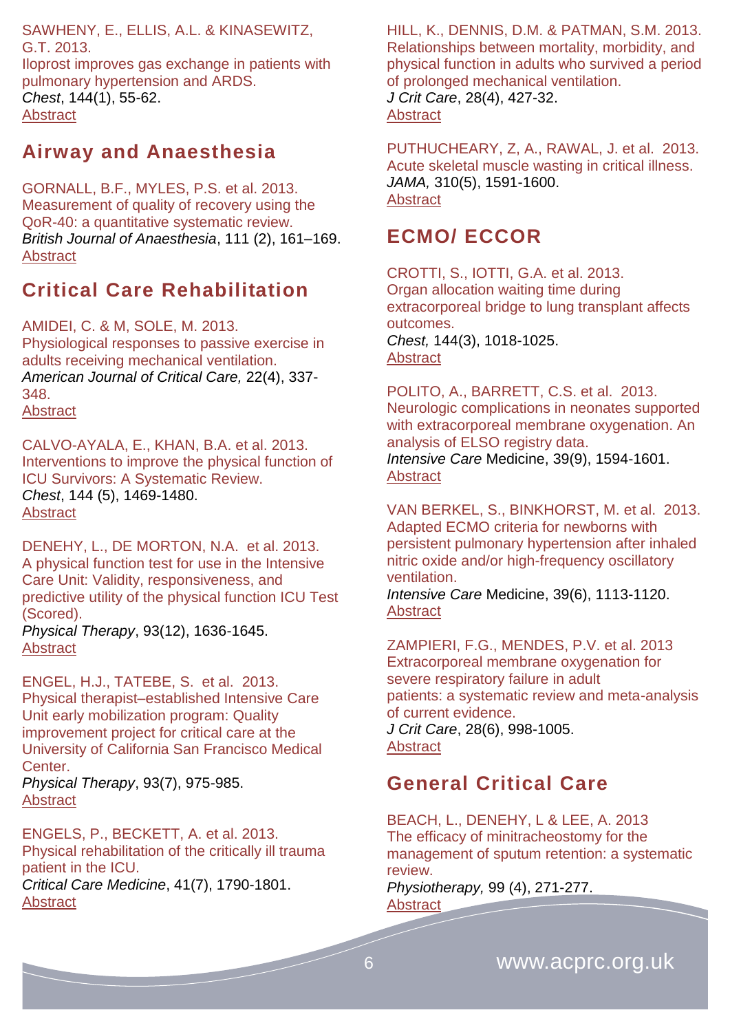SAWHENY, E., ELLIS, A.L. & KINASEWITZ, G.T. 2013.
Iloprost improves gas exchange in patients with pulmonary hypertension and ARDS.
*Chest*, 144(1), 55-62.
Abstract

## Airway and Anaesthesia

GORNALL, B.F., MYLES, P.S. et al. 2013.
Measurement of quality of recovery using the QoR-40: a quantitative systematic review.
*British Journal of Anaesthesia*, 111 (2), 161–169.
Abstract

## Critical Care Rehabilitation

AMIDEI, C. & M, SOLE, M. 2013.
Physiological responses to passive exercise in adults receiving mechanical ventilation.
*American Journal of Critical Care,* 22(4), 337-348.
Abstract

CALVO-AYALA, E., KHAN, B.A. et al. 2013.
Interventions to improve the physical function of ICU Survivors: A Systematic Review.
*Chest*, 144 (5), 1469-1480.
Abstract

DENEHY, L., DE MORTON, N.A. et al. 2013.
A physical function test for use in the Intensive Care Unit: Validity, responsiveness, and predictive utility of the physical function ICU Test (Scored).
*Physical Therapy*, 93(12), 1636-1645.
Abstract

ENGEL, H.J., TATEBE, S. et al. 2013.
Physical therapist–established Intensive Care Unit early mobilization program: Quality improvement project for critical care at the University of California San Francisco Medical Center.
*Physical Therapy*, 93(7), 975-985.
Abstract

ENGELS, P., BECKETT, A. et al. 2013.
Physical rehabilitation of the critically ill trauma patient in the ICU.
*Critical Care Medicine*, 41(7), 1790-1801.
Abstract

HILL, K., DENNIS, D.M. & PATMAN, S.M. 2013.
Relationships between mortality, morbidity, and physical function in adults who survived a period of prolonged mechanical ventilation.
*J Crit Care*, 28(4), 427-32.
Abstract

PUTHUCHEARY, Z, A., RAWAL, J. et al. 2013.
Acute skeletal muscle wasting in critical illness.
*JAMA,* 310(5), 1591-1600.
Abstract

## ECMO/ ECCOR

CROTTI, S., IOTTI, G.A. et al. 2013.
Organ allocation waiting time during extracorporeal bridge to lung transplant affects outcomes.
*Chest,* 144(3), 1018-1025.
Abstract

POLITO, A., BARRETT, C.S. et al. 2013.
Neurologic complications in neonates supported with extracorporeal membrane oxygenation. An analysis of ELSO registry data.
*Intensive Care* Medicine, 39(9), 1594-1601.
Abstract

VAN BERKEL, S., BINKHORST, M. et al. 2013.
Adapted ECMO criteria for newborns with persistent pulmonary hypertension after inhaled nitric oxide and/or high-frequency oscillatory ventilation.
*Intensive Care* Medicine, 39(6), 1113-1120.
Abstract

ZAMPIERI, F.G., MENDES, P.V. et al. 2013
Extracorporeal membrane oxygenation for severe respiratory failure in adult patients: a systematic review and meta-analysis of current evidence.
*J Crit Care*, 28(6), 998-1005.
Abstract

## General Critical Care

BEACH, L., DENEHY, L & LEE, A. 2013
The efficacy of minitracheostomy for the management of sputum retention: a systematic review.
*Physiotherapy,* 99 (4), 271-277.
Abstract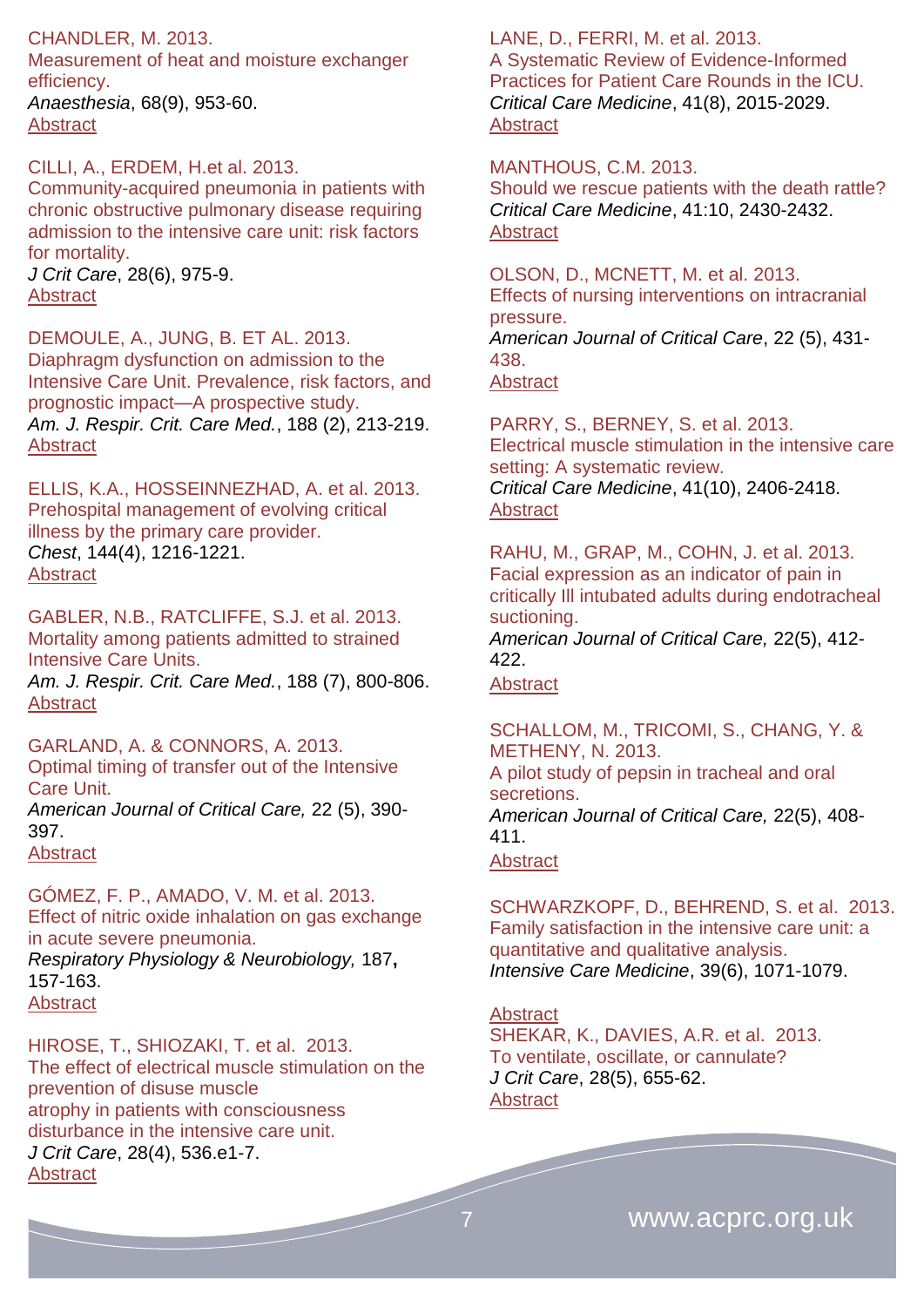CHANDLER, M. 2013.
Measurement of heat and moisture exchanger efficiency.
*Anaesthesia*, 68(9), 953-60.
Abstract

CILLI, A., ERDEM, H.et al. 2013.
Community-acquired pneumonia in patients with chronic obstructive pulmonary disease requiring admission to the intensive care unit: risk factors for mortality.
*J Crit Care*, 28(6), 975-9.
Abstract

DEMOULE, A., JUNG, B. ET AL. 2013.
Diaphragm dysfunction on admission to the Intensive Care Unit. Prevalence, risk factors, and prognostic impact—A prospective study.
*Am. J. Respir. Crit. Care Med.*, 188 (2), 213-219.
Abstract

ELLIS, K.A., HOSSEINNEZHAD, A. et al. 2013.
Prehospital management of evolving critical illness by the primary care provider.
*Chest*, 144(4), 1216-1221.
Abstract

GABLER, N.B., RATCLIFFE, S.J. et al. 2013.
Mortality among patients admitted to strained Intensive Care Units.
*Am. J. Respir. Crit. Care Med.*, 188 (7), 800-806.
Abstract

GARLAND, A. & CONNORS, A. 2013.
Optimal timing of transfer out of the Intensive Care Unit.
*American Journal of Critical Care,* 22 (5), 390-397.
Abstract

GÓMEZ, F. P., AMADO, V. M. et al. 2013.
Effect of nitric oxide inhalation on gas exchange in acute severe pneumonia.
*Respiratory Physiology & Neurobiology,* 187**,** 157-163.
Abstract

HIROSE, T., SHIOZAKI, T. et al. 2013.
The effect of electrical muscle stimulation on the prevention of disuse muscle atrophy in patients with consciousness disturbance in the intensive care unit.
*J Crit Care*, 28(4), 536.e1-7.
Abstract

LANE, D., FERRI, M. et al. 2013.
A Systematic Review of Evidence-Informed Practices for Patient Care Rounds in the ICU.
*Critical Care Medicine*, 41(8), 2015-2029.
Abstract

MANTHOUS, C.M. 2013.
Should we rescue patients with the death rattle?
*Critical Care Medicine*, 41:10, 2430-2432.
Abstract

OLSON, D., MCNETT, M. et al. 2013.
Effects of nursing interventions on intracranial pressure.
*American Journal of Critical Care*, 22 (5), 431-438.
Abstract

PARRY, S., BERNEY, S. et al. 2013.
Electrical muscle stimulation in the intensive care setting: A systematic review.
*Critical Care Medicine*, 41(10), 2406-2418.
Abstract

RAHU, M., GRAP, M., COHN, J. et al. 2013.
Facial expression as an indicator of pain in critically Ill intubated adults during endotracheal suctioning.
*American Journal of Critical Care,* 22(5), 412-422.
Abstract

SCHALLOM, M., TRICOMI, S., CHANG, Y. & METHENY, N. 2013.
A pilot study of pepsin in tracheal and oral secretions.
*American Journal of Critical Care,* 22(5), 408-411.
Abstract

SCHWARZKOPF, D., BEHREND, S. et al. 2013.
Family satisfaction in the intensive care unit: a quantitative and qualitative analysis.
*Intensive Care Medicine*, 39(6), 1071-1079.

Abstract

SHEKAR, K., DAVIES, A.R. et al. 2013.
To ventilate, oscillate, or cannulate?
*J Crit Care*, 28(5), 655-62.
Abstract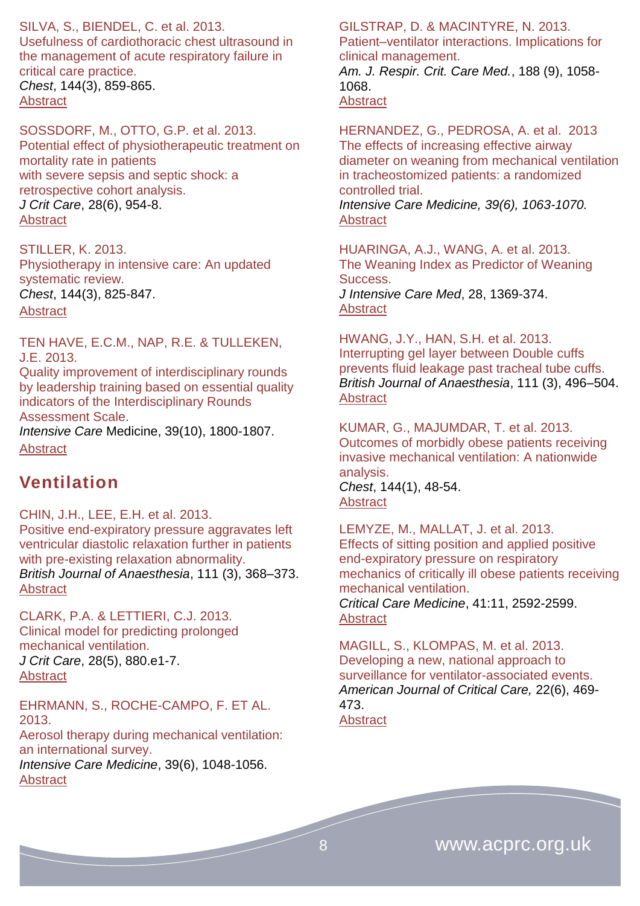SILVA, S., BIENDEL, C. et al. 2013.
Usefulness of cardiothoracic chest ultrasound in the management of acute respiratory failure in critical care practice.
*Chest*, 144(3), 859-865.
Abstract

SOSSDORF, M., OTTO, G.P. et al. 2013.
Potential effect of physiotherapeutic treatment on mortality rate in patients with severe sepsis and septic shock: a retrospective cohort analysis.
*J Crit Care*, 28(6), 954-8.
Abstract

STILLER, K. 2013.
Physiotherapy in intensive care: An updated systematic review.
*Chest*, 144(3), 825-847.
Abstract

TEN HAVE, E.C.M., NAP, R.E. & TULLEKEN, J.E. 2013.
Quality improvement of interdisciplinary rounds by leadership training based on essential quality indicators of the Interdisciplinary Rounds Assessment Scale.
*Intensive Care* Medicine, 39(10), 1800-1807.
Abstract

## Ventilation

CHIN, J.H., LEE, E.H. et al. 2013.
Positive end-expiratory pressure aggravates left ventricular diastolic relaxation further in patients with pre-existing relaxation abnormality.
*British Journal of Anaesthesia*, 111 (3), 368–373.
Abstract

CLARK, P.A. & LETTIERI, C.J. 2013.
Clinical model for predicting prolonged mechanical ventilation.
*J Crit Care*, 28(5), 880.e1-7.
Abstract

EHRMANN, S., ROCHE-CAMPO, F. ET AL. 2013.
Aerosol therapy during mechanical ventilation: an international survey.
*Intensive Care Medicine*, 39(6), 1048-1056.
Abstract

GILSTRAP, D. & MACINTYRE, N. 2013.
Patient–ventilator interactions. Implications for clinical management.
*Am. J. Respir. Crit. Care Med.*, 188 (9), 1058-1068.
Abstract

HERNANDEZ, G., PEDROSA, A. et al. 2013
The effects of increasing effective airway diameter on weaning from mechanical ventilation in tracheostomized patients: a randomized controlled trial.
*Intensive Care Medicine, 39(6), 1063-1070.*
Abstract

HUARINGA, A.J., WANG, A. et al. 2013.
The Weaning Index as Predictor of Weaning Success.
*J Intensive Care Med*, 28, 1369-374.
Abstract

HWANG, J.Y., HAN, S.H. et al. 2013.
Interrupting gel layer between Double cuffs prevents fluid leakage past tracheal tube cuffs.
*British Journal of Anaesthesia*, 111 (3), 496–504.
Abstract

KUMAR, G., MAJUMDAR, T. et al. 2013.
Outcomes of morbidly obese patients receiving invasive mechanical ventilation: A nationwide analysis.
*Chest*, 144(1), 48-54.
Abstract

LEMYZE, M., MALLAT, J. et al. 2013.
Effects of sitting position and applied positive end-expiratory pressure on respiratory mechanics of critically ill obese patients receiving mechanical ventilation.
*Critical Care Medicine*, 41:11, 2592-2599.
Abstract

MAGILL, S., KLOMPAS, M. et al. 2013.
Developing a new, national approach to surveillance for ventilator-associated events.
*American Journal of Critical Care,* 22(6), 469-473.
Abstract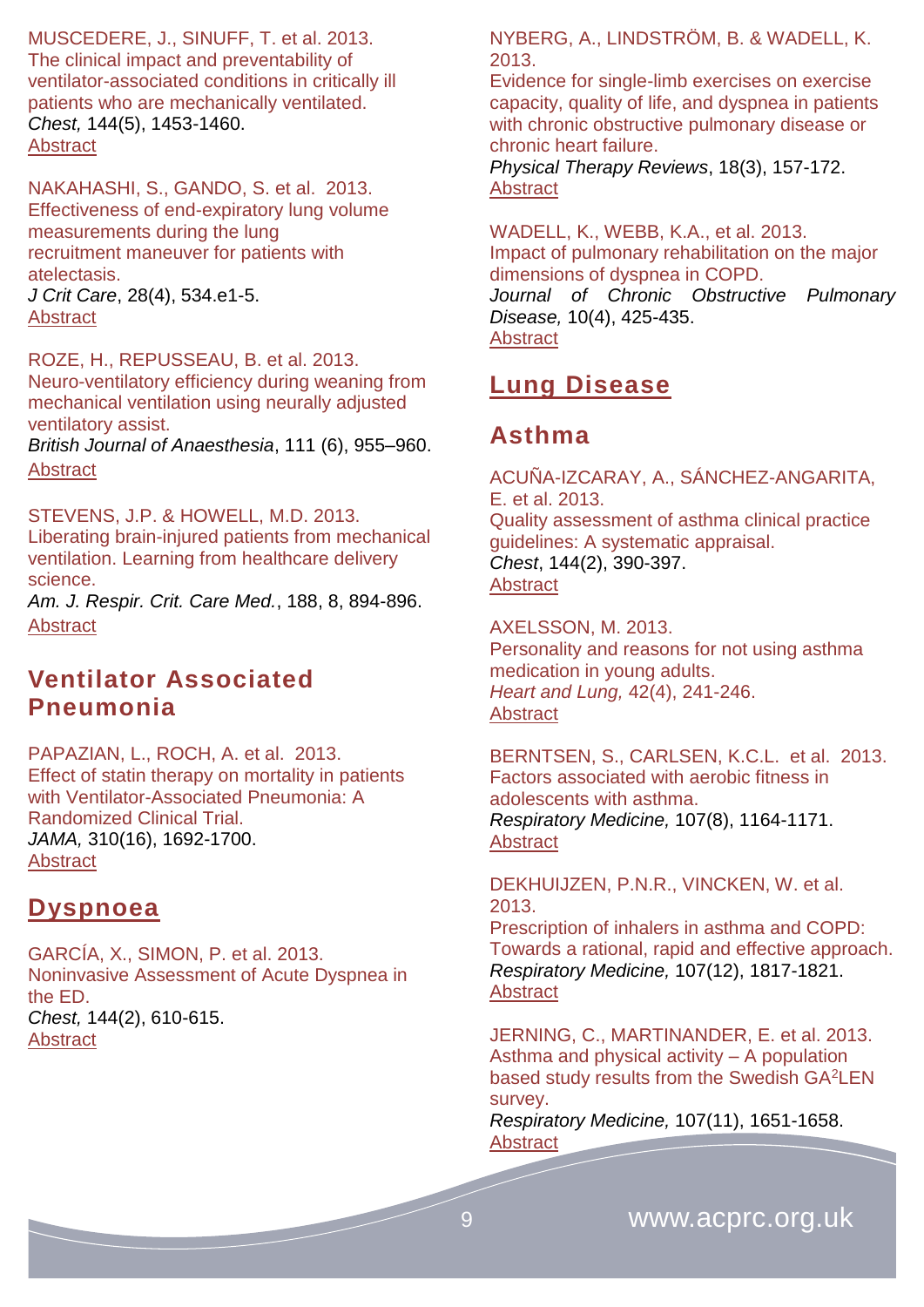MUSCEDERE, J., SINUFF, T. et al. 2013.
The clinical impact and preventability of ventilator-associated conditions in critically ill patients who are mechanically ventilated.
*Chest,* 144(5), 1453-1460.
Abstract

NAKAHASHI, S., GANDO, S. et al. 2013.
Effectiveness of end-expiratory lung volume measurements during the lung recruitment maneuver for patients with atelectasis.
*J Crit Care*, 28(4), 534.e1-5.
Abstract

ROZE, H., REPUSSEAU, B. et al. 2013.
Neuro-ventilatory efficiency during weaning from mechanical ventilation using neurally adjusted ventilatory assist.
*British Journal of Anaesthesia*, 111 (6), 955–960.
Abstract

STEVENS, J.P. & HOWELL, M.D. 2013.
Liberating brain-injured patients from mechanical ventilation. Learning from healthcare delivery science.
*Am. J. Respir. Crit. Care Med.*, 188, 8, 894-896.
Abstract

## Ventilator Associated Pneumonia

PAPAZIAN, L., ROCH, A. et al. 2013.
Effect of statin therapy on mortality in patients with Ventilator-Associated Pneumonia: A Randomized Clinical Trial.
*JAMA,* 310(16), 1692-1700.
Abstract

# Dyspnoea

GARCÍA, X., SIMON, P. et al. 2013.
Noninvasive Assessment of Acute Dyspnea in the ED.
*Chest,* 144(2), 610-615.
Abstract

NYBERG, A., LINDSTRÖM, B. & WADELL, K. 2013.
Evidence for single-limb exercises on exercise capacity, quality of life, and dyspnea in patients with chronic obstructive pulmonary disease or chronic heart failure.
*Physical Therapy Reviews*, 18(3), 157-172.
Abstract

WADELL, K., WEBB, K.A., et al. 2013.
Impact of pulmonary rehabilitation on the major dimensions of dyspnea in COPD.
*Journal of Chronic Obstructive Pulmonary Disease,* 10(4), 425-435.
Abstract

# Lung Disease

## Asthma

ACUÑA-IZCARAY, A., SÁNCHEZ-ANGARITA, E. et al. 2013.
Quality assessment of asthma clinical practice guidelines: A systematic appraisal.
*Chest*, 144(2), 390-397.
Abstract

AXELSSON, M. 2013.
Personality and reasons for not using asthma medication in young adults.
*Heart and Lung,* 42(4), 241-246.
Abstract

BERNTSEN, S., CARLSEN, K.C.L. et al. 2013.
Factors associated with aerobic fitness in adolescents with asthma.
*Respiratory Medicine,* 107(8), 1164-1171.
Abstract

DEKHUIJZEN, P.N.R., VINCKEN, W. et al. 2013.
Prescription of inhalers in asthma and COPD: Towards a rational, rapid and effective approach.
*Respiratory Medicine,* 107(12), 1817-1821.
Abstract

JERNING, C., MARTINANDER, E. et al. 2013.
Asthma and physical activity – A population based study results from the Swedish GA$^2$LEN survey.
*Respiratory Medicine,* 107(11), 1651-1658.
Abstract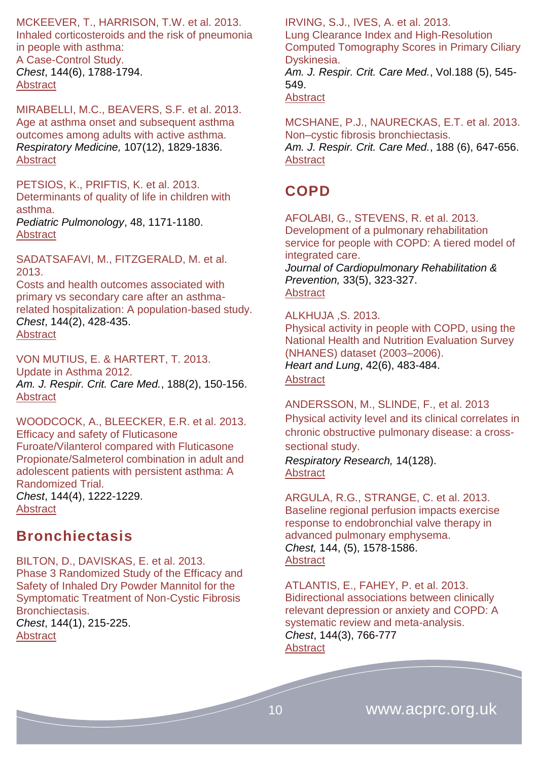MCKEEVER, T., HARRISON, T.W. et al. 2013.
Inhaled corticosteroids and the risk of pneumonia in people with asthma:
A Case-Control Study.
*Chest*, 144(6), 1788-1794.
Abstract

MIRABELLI, M.C., BEAVERS, S.F. et al. 2013.
Age at asthma onset and subsequent asthma outcomes among adults with active asthma.
*Respiratory Medicine,* 107(12), 1829-1836.
Abstract

PETSIOS, K., PRIFTIS, K. et al. 2013.
Determinants of quality of life in children with asthma.
*Pediatric Pulmonology*, 48, 1171-1180.
Abstract

SADATSAFAVI, M., FITZGERALD, M. et al. 2013.
Costs and health outcomes associated with primary vs secondary care after an asthma-related hospitalization: A population-based study.
*Chest*, 144(2), 428-435.
Abstract

VON MUTIUS, E. & HARTERT, T. 2013.
Update in Asthma 2012.
*Am. J. Respir. Crit. Care Med.*, 188(2), 150-156.
Abstract

WOODCOCK, A., BLEECKER, E.R. et al. 2013.
Efficacy and safety of Fluticasone Furoate/Vilanterol compared with Fluticasone Propionate/Salmeterol combination in adult and adolescent patients with persistent asthma: A Randomized Trial.
*Chest*, 144(4), 1222-1229.
Abstract

## Bronchiectasis

BILTON, D., DAVISKAS, E. et al. 2013.
Phase 3 Randomized Study of the Efficacy and Safety of Inhaled Dry Powder Mannitol for the Symptomatic Treatment of Non-Cystic Fibrosis Bronchiectasis.
*Chest*, 144(1), 215-225.
Abstract

IRVING, S.J., IVES, A. et al. 2013.
Lung Clearance Index and High-Resolution Computed Tomography Scores in Primary Ciliary Dyskinesia.
*Am. J. Respir. Crit. Care Med.*, Vol.188 (5), 545-549.
Abstract

MCSHANE, P.J., NAURECKAS, E.T. et al. 2013.
Non–cystic fibrosis bronchiectasis.
*Am. J. Respir. Crit. Care Med.*, 188 (6), 647-656.
Abstract

## COPD

AFOLABI, G., STEVENS, R. et al. 2013.
Development of a pulmonary rehabilitation service for people with COPD: A tiered model of integrated care.
*Journal of Cardiopulmonary Rehabilitation & Prevention,* 33(5), 323-327.
Abstract

ALKHUJA ,S. 2013.
Physical activity in people with COPD, using the National Health and Nutrition Evaluation Survey (NHANES) dataset (2003–2006).
*Heart and Lung*, 42(6), 483-484.
Abstract

ANDERSSON, M., SLINDE, F., et al. 2013
Physical activity level and its clinical correlates in chronic obstructive pulmonary disease: a cross-sectional study.
*Respiratory Research,* 14(128).
Abstract

ARGULA, R.G., STRANGE, C. et al. 2013.
Baseline regional perfusion impacts exercise response to endobronchial valve therapy in advanced pulmonary emphysema.
*Chest,* 144, (5), 1578-1586.
Abstract

ATLANTIS, E., FAHEY, P. et al. 2013.
Bidirectional associations between clinically relevant depression or anxiety and COPD: A systematic review and meta-analysis.
*Chest*, 144(3), 766-777
Abstract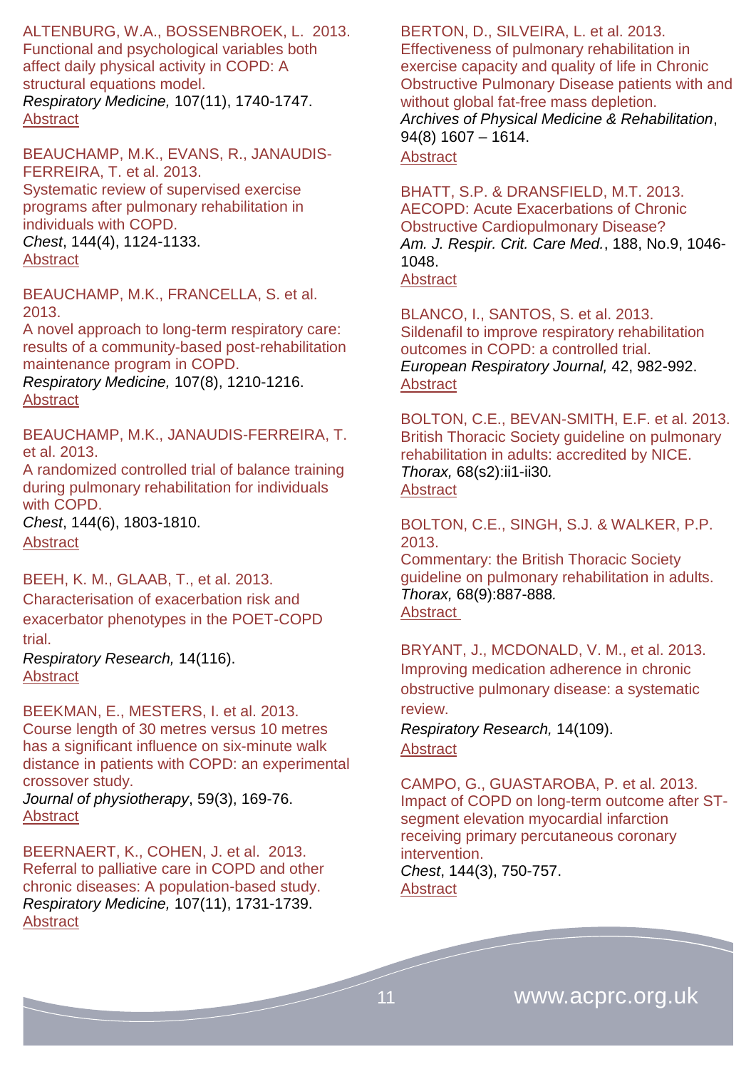ALTENBURG, W.A., BOSSENBROEK, L. 2013.
Functional and psychological variables both affect daily physical activity in COPD: A structural equations model.
*Respiratory Medicine,* 107(11), 1740-1747.
Abstract

BEAUCHAMP, M.K., EVANS, R., JANAUDIS-FERREIRA, T. et al. 2013.
Systematic review of supervised exercise programs after pulmonary rehabilitation in individuals with COPD.
*Chest*, 144(4), 1124-1133.
Abstract

BEAUCHAMP, M.K., FRANCELLA, S. et al. 2013.
A novel approach to long-term respiratory care: results of a community-based post-rehabilitation maintenance program in COPD.
*Respiratory Medicine,* 107(8), 1210-1216.
Abstract

BEAUCHAMP, M.K., JANAUDIS-FERREIRA, T. et al. 2013.
A randomized controlled trial of balance training during pulmonary rehabilitation for individuals with COPD.
*Chest*, 144(6), 1803-1810.
Abstract

BEEH, K. M., GLAAB, T., et al. 2013.
Characterisation of exacerbation risk and exacerbator phenotypes in the POET-COPD trial.
*Respiratory Research,* 14(116).
Abstract

BEEKMAN, E., MESTERS, I. et al. 2013.
Course length of 30 metres versus 10 metres has a significant influence on six-minute walk distance in patients with COPD: an experimental crossover study.
*Journal of physiotherapy*, 59(3), 169-76.
Abstract

BEERNAERT, K., COHEN, J. et al. 2013.
Referral to palliative care in COPD and other chronic diseases: A population-based study.
*Respiratory Medicine,* 107(11), 1731-1739.
Abstract

BERTON, D., SILVEIRA, L. et al. 2013.
Effectiveness of pulmonary rehabilitation in exercise capacity and quality of life in Chronic Obstructive Pulmonary Disease patients with and without global fat-free mass depletion.
*Archives of Physical Medicine & Rehabilitation*, 94(8) 1607 – 1614.
Abstract

BHATT, S.P. & DRANSFIELD, M.T. 2013.
AECOPD: Acute Exacerbations of Chronic Obstructive Cardiopulmonary Disease?
*Am. J. Respir. Crit. Care Med.*, 188, No.9, 1046-1048.
Abstract

BLANCO, I., SANTOS, S. et al. 2013.
Sildenafil to improve respiratory rehabilitation outcomes in COPD: a controlled trial.
*European Respiratory Journal,* 42, 982-992.
Abstract

BOLTON, C.E., BEVAN-SMITH, E.F. et al. 2013.
British Thoracic Society guideline on pulmonary rehabilitation in adults: accredited by NICE.
*Thorax,* 68(s2):ii1-ii30*.*
Abstract

BOLTON, C.E., SINGH, S.J. & WALKER, P.P. 2013.
Commentary: the British Thoracic Society guideline on pulmonary rehabilitation in adults.
*Thorax,* 68(9):887-888*.*
Abstract

BRYANT, J., MCDONALD, V. M., et al. 2013.
Improving medication adherence in chronic obstructive pulmonary disease: a systematic review.
*Respiratory Research,* 14(109).
Abstract

CAMPO, G., GUASTAROBA, P. et al. 2013.
Impact of COPD on long-term outcome after ST-segment elevation myocardial infarction receiving primary percutaneous coronary intervention.
*Chest*, 144(3), 750-757.
Abstract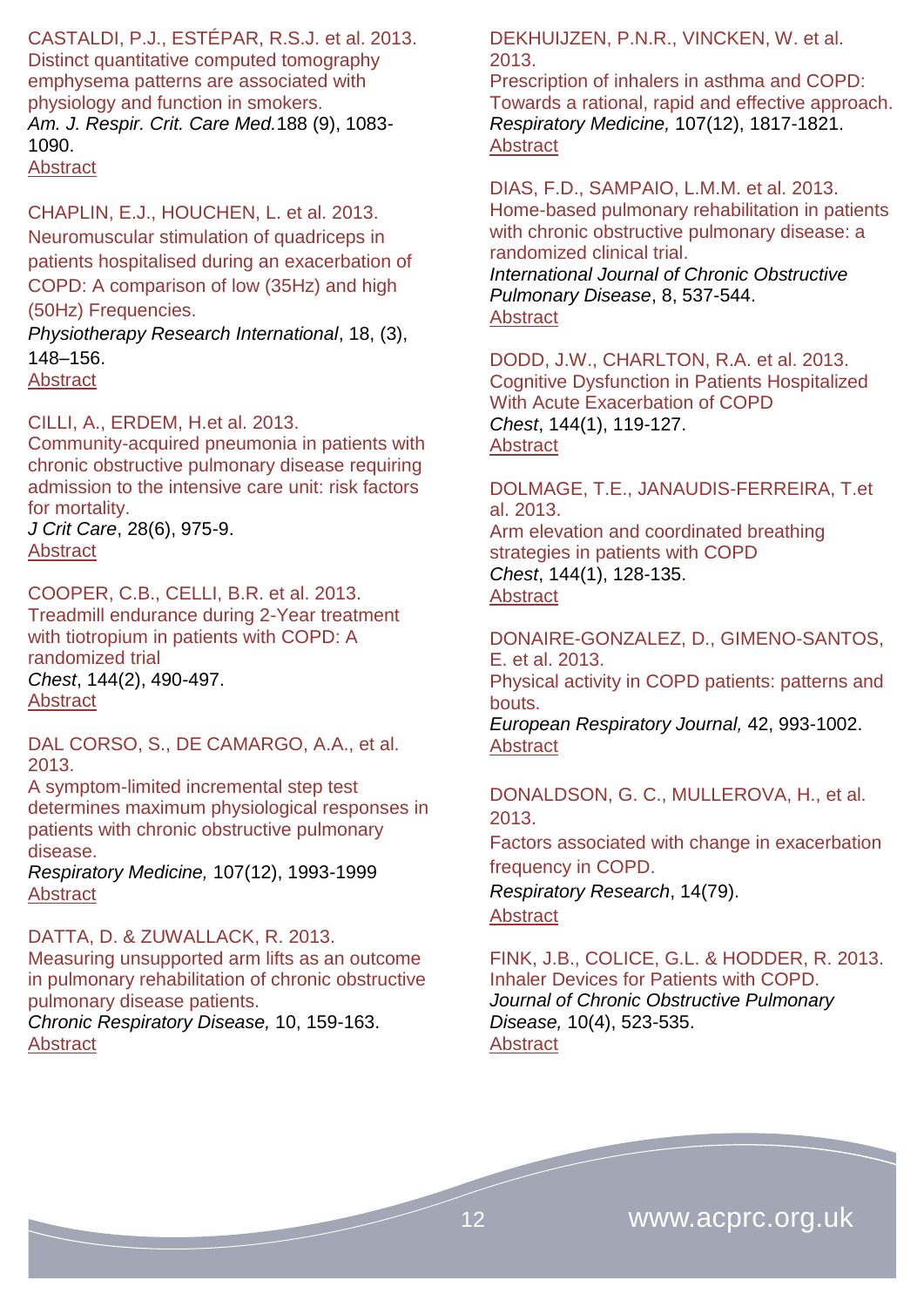CASTALDI, P.J., ESTÉPAR, R.S.J. et al. 2013.
Distinct quantitative computed tomography emphysema patterns are associated with physiology and function in smokers.
*Am. J. Respir. Crit. Care Med.*188 (9), 1083-1090.
Abstract

CHAPLIN, E.J., HOUCHEN, L. et al. 2013.
Neuromuscular stimulation of quadriceps in patients hospitalised during an exacerbation of COPD: A comparison of low (35Hz) and high (50Hz) Frequencies.
*Physiotherapy Research International*, 18, (3), 148–156.
Abstract

CILLI, A., ERDEM, H.et al. 2013.
Community-acquired pneumonia in patients with chronic obstructive pulmonary disease requiring admission to the intensive care unit: risk factors for mortality.
*J Crit Care*, 28(6), 975-9.
Abstract

COOPER, C.B., CELLI, B.R. et al. 2013.
Treadmill endurance during 2-Year treatment with tiotropium in patients with COPD: A randomized trial
*Chest*, 144(2), 490-497.
Abstract

DAL CORSO, S., DE CAMARGO, A.A., et al. 2013.
A symptom-limited incremental step test determines maximum physiological responses in patients with chronic obstructive pulmonary disease.
*Respiratory Medicine,* 107(12), 1993-1999
Abstract

DATTA, D. & ZUWALLACK, R. 2013.
Measuring unsupported arm lifts as an outcome in pulmonary rehabilitation of chronic obstructive pulmonary disease patients.
*Chronic Respiratory Disease,* 10, 159-163.
Abstract

DEKHUIJZEN, P.N.R., VINCKEN, W. et al. 2013.
Prescription of inhalers in asthma and COPD: Towards a rational, rapid and effective approach.
*Respiratory Medicine,* 107(12), 1817-1821.
Abstract

DIAS, F.D., SAMPAIO, L.M.M. et al. 2013.
Home-based pulmonary rehabilitation in patients with chronic obstructive pulmonary disease: a randomized clinical trial.
*International Journal of Chronic Obstructive Pulmonary Disease*, 8, 537-544.
Abstract

DODD, J.W., CHARLTON, R.A. et al. 2013.
Cognitive Dysfunction in Patients Hospitalized With Acute Exacerbation of COPD
*Chest*, 144(1), 119-127.
Abstract

DOLMAGE, T.E., JANAUDIS-FERREIRA, T.et al. 2013.
Arm elevation and coordinated breathing strategies in patients with COPD
*Chest*, 144(1), 128-135.
Abstract

DONAIRE-GONZALEZ, D., GIMENO-SANTOS, E. et al. 2013.
Physical activity in COPD patients: patterns and bouts.
*European Respiratory Journal,* 42, 993-1002.
Abstract

DONALDSON, G. C., MULLEROVA, H., et al. 2013.
Factors associated with change in exacerbation frequency in COPD.
*Respiratory Research*, 14(79).
Abstract

FINK, J.B., COLICE, G.L. & HODDER, R. 2013.
Inhaler Devices for Patients with COPD.
*Journal of Chronic Obstructive Pulmonary Disease,* 10(4), 523-535.
Abstract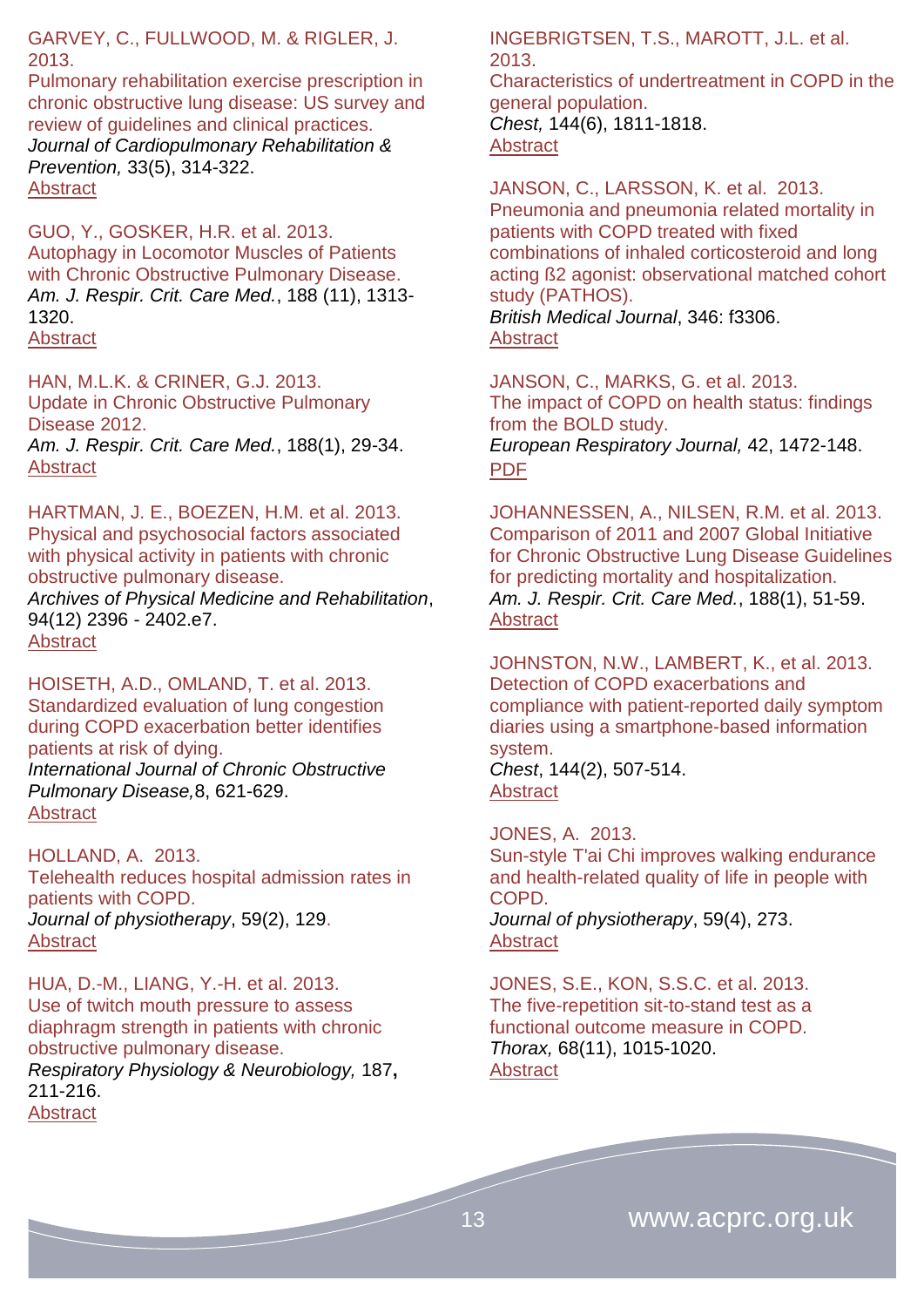GARVEY, C., FULLWOOD, M. & RIGLER, J. 2013.
Pulmonary rehabilitation exercise prescription in chronic obstructive lung disease: US survey and review of guidelines and clinical practices.
*Journal of Cardiopulmonary Rehabilitation & Prevention,* 33(5), 314-322.
Abstract

GUO, Y., GOSKER, H.R. et al. 2013.
Autophagy in Locomotor Muscles of Patients with Chronic Obstructive Pulmonary Disease.
*Am. J. Respir. Crit. Care Med.*, 188 (11), 1313-1320.
Abstract

HAN, M.L.K. & CRINER, G.J. 2013.
Update in Chronic Obstructive Pulmonary Disease 2012.
*Am. J. Respir. Crit. Care Med.*, 188(1), 29-34.
Abstract

HARTMAN, J. E., BOEZEN, H.M. et al. 2013.
Physical and psychosocial factors associated with physical activity in patients with chronic obstructive pulmonary disease.
*Archives of Physical Medicine and Rehabilitation*, 94(12) 2396 - 2402.e7.
Abstract

HOISETH, A.D., OMLAND, T. et al. 2013.
Standardized evaluation of lung congestion during COPD exacerbation better identifies patients at risk of dying.
*International Journal of Chronic Obstructive Pulmonary Disease,*8, 621-629.
Abstract

HOLLAND, A. 2013.
Telehealth reduces hospital admission rates in patients with COPD.
*Journal of physiotherapy*, 59(2), 129.
Abstract

HUA, D.-M., LIANG, Y.-H. et al. 2013.
Use of twitch mouth pressure to assess diaphragm strength in patients with chronic obstructive pulmonary disease.
*Respiratory Physiology & Neurobiology,* 187**,** 211-216.
Abstract

INGEBRIGTSEN, T.S., MAROTT, J.L. et al. 2013.
Characteristics of undertreatment in COPD in the general population.
*Chest,* 144(6), 1811-1818.
Abstract

JANSON, C., LARSSON, K. et al. 2013.
Pneumonia and pneumonia related mortality in patients with COPD treated with fixed combinations of inhaled corticosteroid and long acting ß2 agonist: observational matched cohort study (PATHOS).
*British Medical Journal*, 346: f3306.
Abstract

JANSON, C., MARKS, G. et al. 2013.
The impact of COPD on health status: findings from the BOLD study.
*European Respiratory Journal,* 42, 1472-148.
PDF

JOHANNESSEN, A., NILSEN, R.M. et al. 2013.
Comparison of 2011 and 2007 Global Initiative for Chronic Obstructive Lung Disease Guidelines for predicting mortality and hospitalization.
*Am. J. Respir. Crit. Care Med.*, 188(1), 51-59.
Abstract

JOHNSTON, N.W., LAMBERT, K., et al. 2013.
Detection of COPD exacerbations and compliance with patient-reported daily symptom diaries using a smartphone-based information system.
*Chest*, 144(2), 507-514.
Abstract

JONES, A. 2013.
Sun-style T'ai Chi improves walking endurance and health-related quality of life in people with COPD.
*Journal of physiotherapy*, 59(4), 273.
Abstract

JONES, S.E., KON, S.S.C. et al. 2013.
The five-repetition sit-to-stand test as a functional outcome measure in COPD.
*Thorax,* 68(11), 1015-1020.
Abstract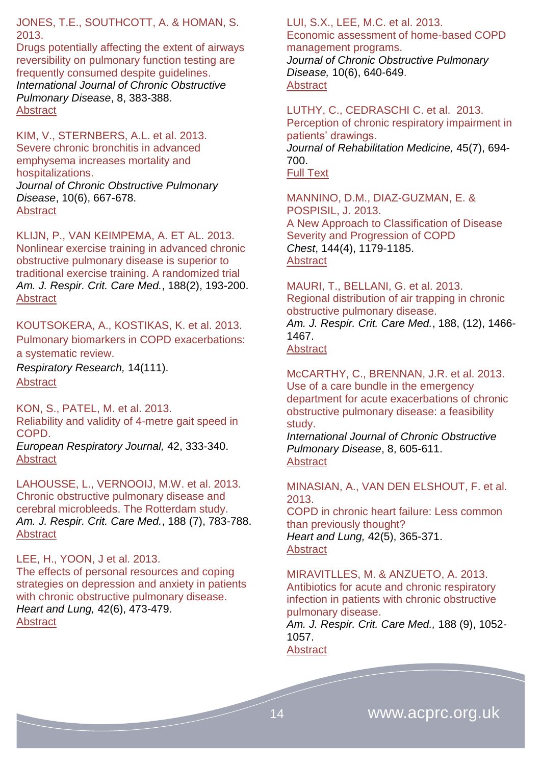JONES, T.E., SOUTHCOTT, A. & HOMAN, S. 2013.
Drugs potentially affecting the extent of airways reversibility on pulmonary function testing are frequently consumed despite guidelines.
*International Journal of Chronic Obstructive Pulmonary Disease*, 8, 383-388.
Abstract

KIM, V., STERNBERS, A.L. et al. 2013.
Severe chronic bronchitis in advanced emphysema increases mortality and hospitalizations.
*Journal of Chronic Obstructive Pulmonary Disease*, 10(6), 667-678.
Abstract

KLIJN, P., VAN KEIMPEMA, A. ET AL. 2013.
Nonlinear exercise training in advanced chronic obstructive pulmonary disease is superior to traditional exercise training. A randomized trial
*Am. J. Respir. Crit. Care Med.*, 188(2), 193-200.
Abstract

KOUTSOKERA, A., KOSTIKAS, K. et al. 2013.
Pulmonary biomarkers in COPD exacerbations: a systematic review.
*Respiratory Research,* 14(111).
Abstract

KON, S., PATEL, M. et al. 2013.
Reliability and validity of 4-metre gait speed in COPD.
*European Respiratory Journal,* 42, 333-340.
Abstract

LAHOUSSE, L., VERNOOIJ, M.W. et al. 2013.
Chronic obstructive pulmonary disease and cerebral microbleeds. The Rotterdam study.
*Am. J. Respir. Crit. Care Med.*, 188 (7), 783-788.
Abstract

LEE, H., YOON, J et al. 2013.
The effects of personal resources and coping strategies on depression and anxiety in patients with chronic obstructive pulmonary disease.
*Heart and Lung,* 42(6), 473-479.
Abstract

LUI, S.X., LEE, M.C. et al. 2013.
Economic assessment of home-based COPD management programs.
*Journal of Chronic Obstructive Pulmonary Disease,* 10(6), 640-649.
Abstract

LUTHY, C., CEDRASCHI C. et al. 2013.
Perception of chronic respiratory impairment in patients' drawings.
*Journal of Rehabilitation Medicine,* 45(7), 694-700.
Full Text

MANNINO, D.M., DIAZ-GUZMAN, E. & POSPISIL, J. 2013.
A New Approach to Classification of Disease Severity and Progression of COPD
*Chest*, 144(4), 1179-1185.
Abstract

MAURI, T., BELLANI, G. et al. 2013.
Regional distribution of air trapping in chronic obstructive pulmonary disease.
*Am. J. Respir. Crit. Care Med.*, 188, (12), 1466-1467.
Abstract

McCARTHY, C., BRENNAN, J.R. et al. 2013.
Use of a care bundle in the emergency department for acute exacerbations of chronic obstructive pulmonary disease: a feasibility study.
*International Journal of Chronic Obstructive Pulmonary Disease*, 8, 605-611.
Abstract

MINASIAN, A., VAN DEN ELSHOUT, F. et al. 2013.
COPD in chronic heart failure: Less common than previously thought?
*Heart and Lung,* 42(5), 365-371.
Abstract

MIRAVITLLES, M. & ANZUETO, A. 2013.
Antibiotics for acute and chronic respiratory infection in patients with chronic obstructive pulmonary disease.
*Am. J. Respir. Crit. Care Med.,* 188 (9), 1052-1057.
Abstract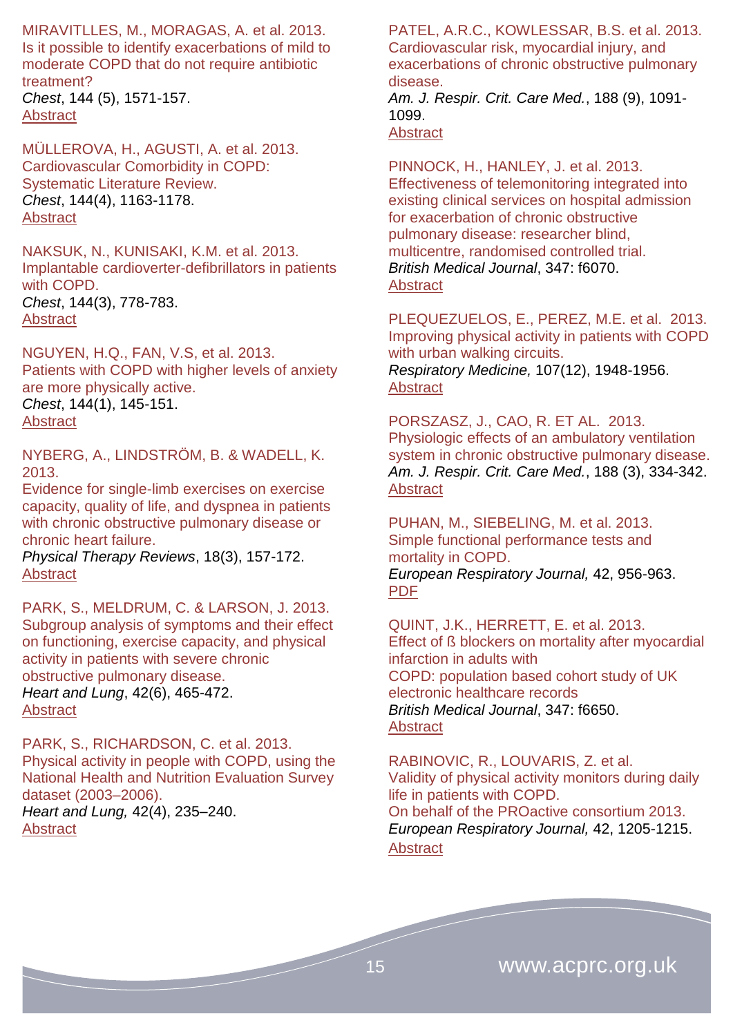MIRAVITLLES, M., MORAGAS, A. et al. 2013.
Is it possible to identify exacerbations of mild to moderate COPD that do not require antibiotic treatment?
*Chest*, 144 (5), 1571-157.
Abstract

MÜLLEROVA, H., AGUSTI, A. et al. 2013.
Cardiovascular Comorbidity in COPD: Systematic Literature Review.
*Chest*, 144(4), 1163-1178.
Abstract

NAKSUK, N., KUNISAKI, K.M. et al. 2013.
Implantable cardioverter-defibrillators in patients with COPD.
*Chest*, 144(3), 778-783.
Abstract

NGUYEN, H.Q., FAN, V.S, et al. 2013.
Patients with COPD with higher levels of anxiety are more physically active.
*Chest*, 144(1), 145-151.
Abstract

NYBERG, A., LINDSTRÖM, B. & WADELL, K. 2013.
Evidence for single-limb exercises on exercise capacity, quality of life, and dyspnea in patients with chronic obstructive pulmonary disease or chronic heart failure.
*Physical Therapy Reviews*, 18(3), 157-172.
Abstract

PARK, S., MELDRUM, C. & LARSON, J. 2013.
Subgroup analysis of symptoms and their effect on functioning, exercise capacity, and physical activity in patients with severe chronic obstructive pulmonary disease.
*Heart and Lung*, 42(6), 465-472.
Abstract

PARK, S., RICHARDSON, C. et al. 2013.
Physical activity in people with COPD, using the National Health and Nutrition Evaluation Survey dataset (2003–2006).
*Heart and Lung,* 42(4), 235–240.
Abstract

PATEL, A.R.C., KOWLESSAR, B.S. et al. 2013.
Cardiovascular risk, myocardial injury, and exacerbations of chronic obstructive pulmonary disease.
*Am. J. Respir. Crit. Care Med.*, 188 (9), 1091-1099.
Abstract

PINNOCK, H., HANLEY, J. et al. 2013.
Effectiveness of telemonitoring integrated into existing clinical services on hospital admission for exacerbation of chronic obstructive pulmonary disease: researcher blind, multicentre, randomised controlled trial.
*British Medical Journal*, 347: f6070.
Abstract

PLEQUEZUELOS, E., PEREZ, M.E. et al. 2013.
Improving physical activity in patients with COPD with urban walking circuits.
*Respiratory Medicine,* 107(12), 1948-1956.
Abstract

PORSZASZ, J., CAO, R. ET AL. 2013.
Physiologic effects of an ambulatory ventilation system in chronic obstructive pulmonary disease.
*Am. J. Respir. Crit. Care Med.*, 188 (3), 334-342.
Abstract

PUHAN, M., SIEBELING, M. et al. 2013.
Simple functional performance tests and mortality in COPD.
*European Respiratory Journal,* 42, 956-963.
PDF

QUINT, J.K., HERRETT, E. et al. 2013.
Effect of ß blockers on mortality after myocardial infarction in adults with COPD: population based cohort study of UK electronic healthcare records
*British Medical Journal*, 347: f6650.
Abstract

RABINOVIC, R., LOUVARIS, Z. et al.
Validity of physical activity monitors during daily life in patients with COPD.
On behalf of the PROactive consortium 2013.
*European Respiratory Journal,* 42, 1205-1215.
Abstract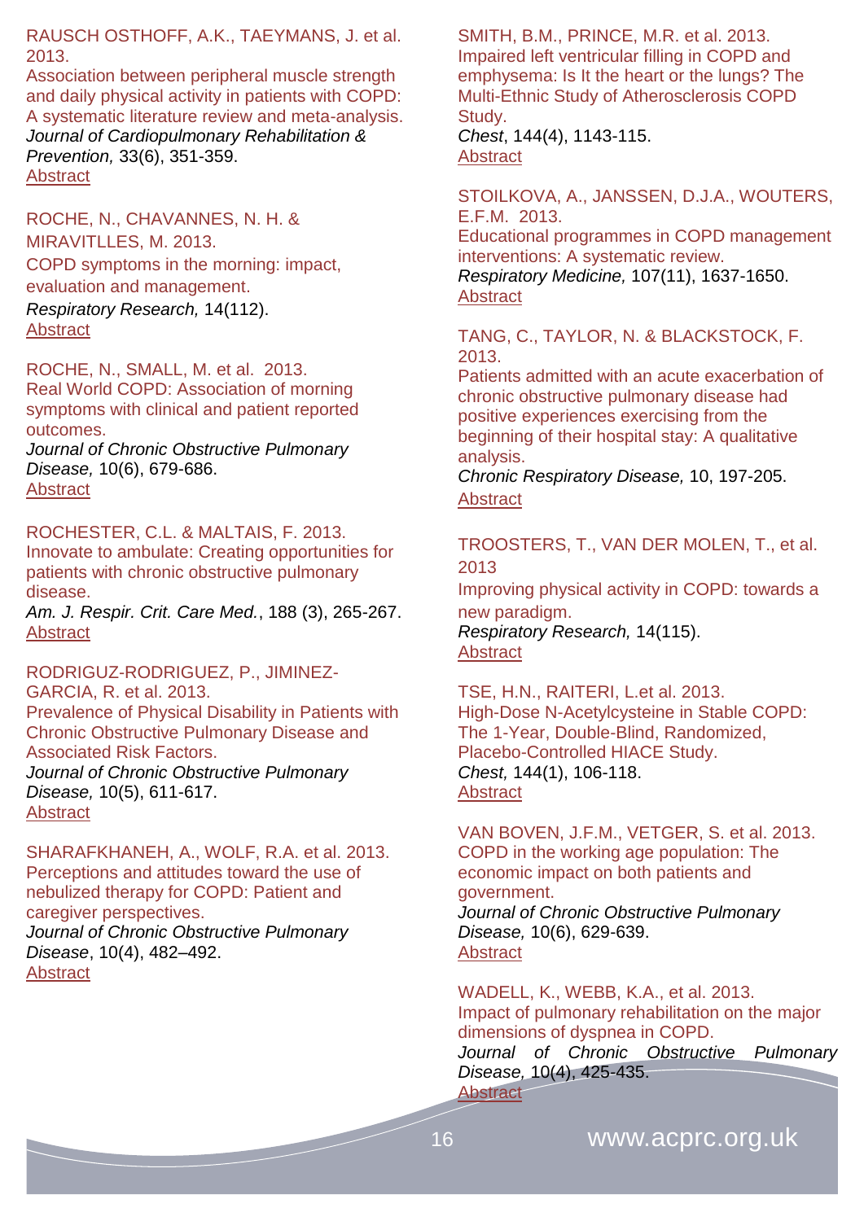RAUSCH OSTHOFF, A.K., TAEYMANS, J. et al. 2013.
Association between peripheral muscle strength and daily physical activity in patients with COPD: A systematic literature review and meta-analysis.
*Journal of Cardiopulmonary Rehabilitation & Prevention,* 33(6), 351-359.
Abstract

ROCHE, N., CHAVANNES, N. H. & MIRAVITLLES, M. 2013.
COPD symptoms in the morning: impact, evaluation and management.
*Respiratory Research,* 14(112).
Abstract

ROCHE, N., SMALL, M. et al. 2013.
Real World COPD: Association of morning symptoms with clinical and patient reported outcomes.
*Journal of Chronic Obstructive Pulmonary Disease,* 10(6), 679-686.
Abstract

ROCHESTER, C.L. & MALTAIS, F. 2013.
Innovate to ambulate: Creating opportunities for patients with chronic obstructive pulmonary disease.
*Am. J. Respir. Crit. Care Med.*, 188 (3), 265-267.
Abstract

RODRIGUZ-RODRIGUEZ, P., JIMINEZ-GARCIA, R. et al. 2013.
Prevalence of Physical Disability in Patients with Chronic Obstructive Pulmonary Disease and Associated Risk Factors.
*Journal of Chronic Obstructive Pulmonary Disease,* 10(5), 611-617.
Abstract

SHARAFKHANEH, A., WOLF, R.A. et al. 2013.
Perceptions and attitudes toward the use of nebulized therapy for COPD: Patient and caregiver perspectives.
*Journal of Chronic Obstructive Pulmonary Disease*, 10(4), 482–492.
Abstract

SMITH, B.M., PRINCE, M.R. et al. 2013.
Impaired left ventricular filling in COPD and emphysema: Is It the heart or the lungs? The Multi-Ethnic Study of Atherosclerosis COPD Study.
*Chest*, 144(4), 1143-115.
Abstract

STOILKOVA, A., JANSSEN, D.J.A., WOUTERS, E.F.M. 2013.
Educational programmes in COPD management interventions: A systematic review.
*Respiratory Medicine,* 107(11), 1637-1650.
Abstract

TANG, C., TAYLOR, N. & BLACKSTOCK, F. 2013.
Patients admitted with an acute exacerbation of chronic obstructive pulmonary disease had positive experiences exercising from the beginning of their hospital stay: A qualitative analysis.
*Chronic Respiratory Disease,* 10, 197-205.
Abstract

TROOSTERS, T., VAN DER MOLEN, T., et al. 2013
Improving physical activity in COPD: towards a new paradigm.
*Respiratory Research,* 14(115).
Abstract

TSE, H.N., RAITERI, L.et al. 2013.
High-Dose N-Acetylcysteine in Stable COPD: The 1-Year, Double-Blind, Randomized, Placebo-Controlled HIACE Study.
*Chest,* 144(1), 106-118.
Abstract

VAN BOVEN, J.F.M., VETGER, S. et al. 2013.
COPD in the working age population: The economic impact on both patients and government.
*Journal of Chronic Obstructive Pulmonary Disease,* 10(6), 629-639.
Abstract

WADELL, K., WEBB, K.A., et al. 2013.
Impact of pulmonary rehabilitation on the major dimensions of dyspnea in COPD.
*Journal of Chronic Obstructive Pulmonary Disease,* 10(4), 425-435.
Abstract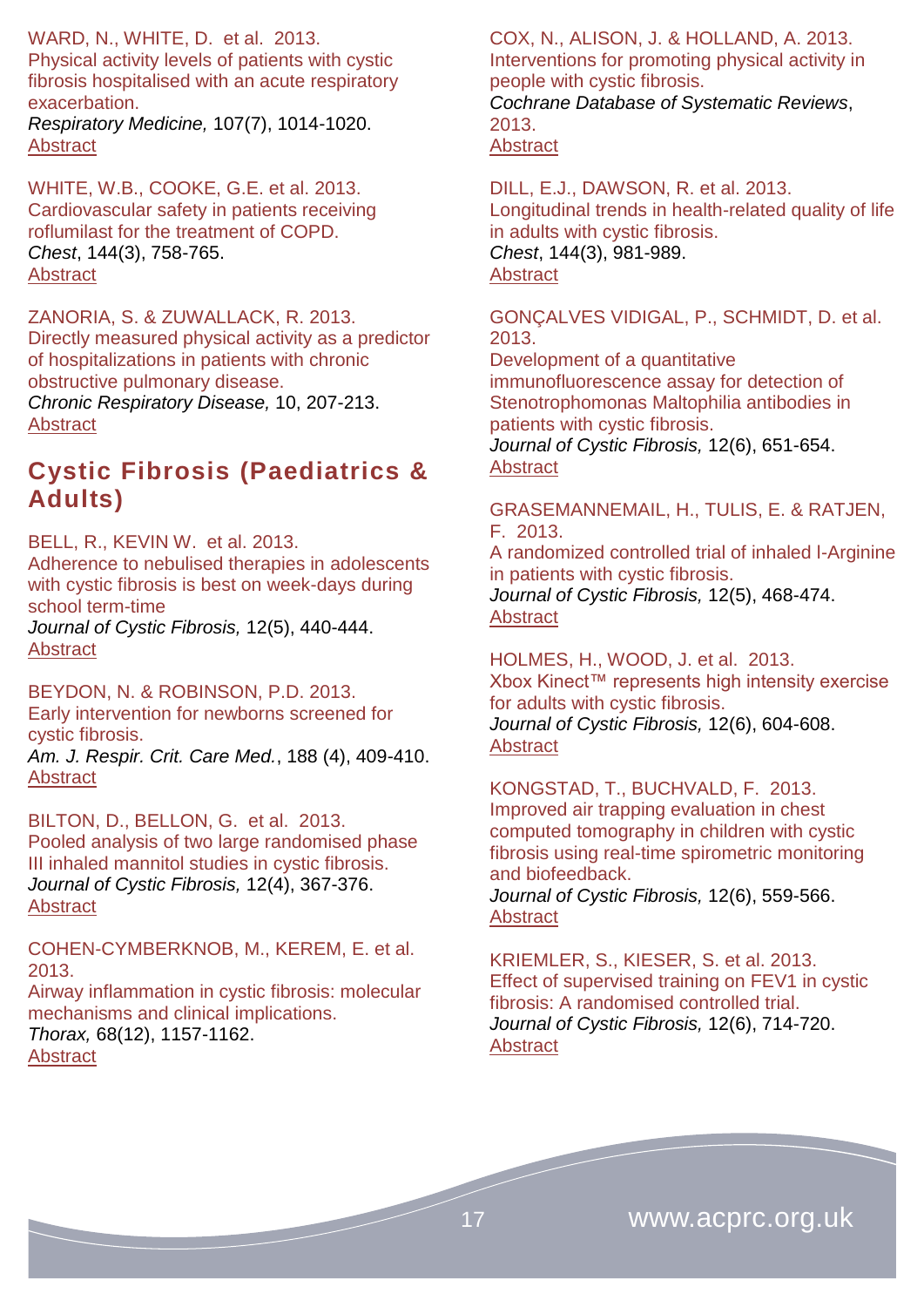WARD, N., WHITE, D. et al. 2013.
Physical activity levels of patients with cystic fibrosis hospitalised with an acute respiratory exacerbation.
*Respiratory Medicine,* 107(7), 1014-1020.
Abstract

WHITE, W.B., COOKE, G.E. et al. 2013.
Cardiovascular safety in patients receiving roflumilast for the treatment of COPD.
*Chest*, 144(3), 758-765.
Abstract

ZANORIA, S. & ZUWALLACK, R. 2013.
Directly measured physical activity as a predictor of hospitalizations in patients with chronic obstructive pulmonary disease.
*Chronic Respiratory Disease,* 10, 207-213.
Abstract

## Cystic Fibrosis (Paediatrics & Adults)

BELL, R., KEVIN W. et al. 2013.
Adherence to nebulised therapies in adolescents with cystic fibrosis is best on week-days during school term-time
*Journal of Cystic Fibrosis,* 12(5), 440-444.
Abstract

BEYDON, N. & ROBINSON, P.D. 2013.
Early intervention for newborns screened for cystic fibrosis.
*Am. J. Respir. Crit. Care Med.*, 188 (4), 409-410.
Abstract

BILTON, D., BELLON, G. et al. 2013.
Pooled analysis of two large randomised phase III inhaled mannitol studies in cystic fibrosis.
*Journal of Cystic Fibrosis,* 12(4), 367-376.
Abstract

COHEN-CYMBERKNOB, M., KEREM, E. et al. 2013.
Airway inflammation in cystic fibrosis: molecular mechanisms and clinical implications.
*Thorax,* 68(12), 1157-1162.
Abstract

COX, N., ALISON, J. & HOLLAND, A. 2013.
Interventions for promoting physical activity in people with cystic fibrosis.
*Cochrane Database of Systematic Reviews*, 2013.
Abstract

DILL, E.J., DAWSON, R. et al. 2013.
Longitudinal trends in health-related quality of life in adults with cystic fibrosis.
*Chest*, 144(3), 981-989.
Abstract

GONÇALVES VIDIGAL, P., SCHMIDT, D. et al. 2013.
Development of a quantitative immunofluorescence assay for detection of Stenotrophomonas Maltophilia antibodies in patients with cystic fibrosis.
*Journal of Cystic Fibrosis,* 12(6), 651-654.
Abstract

GRASEMANNEMAIL, H., TULIS, E. & RATJEN, F. 2013.
A randomized controlled trial of inhaled l-Arginine in patients with cystic fibrosis.
*Journal of Cystic Fibrosis,* 12(5), 468-474.
Abstract

HOLMES, H., WOOD, J. et al. 2013.
Xbox Kinect™ represents high intensity exercise for adults with cystic fibrosis.
*Journal of Cystic Fibrosis,* 12(6), 604-608.
Abstract

KONGSTAD, T., BUCHVALD, F. 2013.
Improved air trapping evaluation in chest computed tomography in children with cystic fibrosis using real-time spirometric monitoring and biofeedback.
*Journal of Cystic Fibrosis,* 12(6), 559-566.
Abstract

KRIEMLER, S., KIESER, S. et al. 2013.
Effect of supervised training on FEV1 in cystic fibrosis: A randomised controlled trial.
*Journal of Cystic Fibrosis,* 12(6), 714-720.
Abstract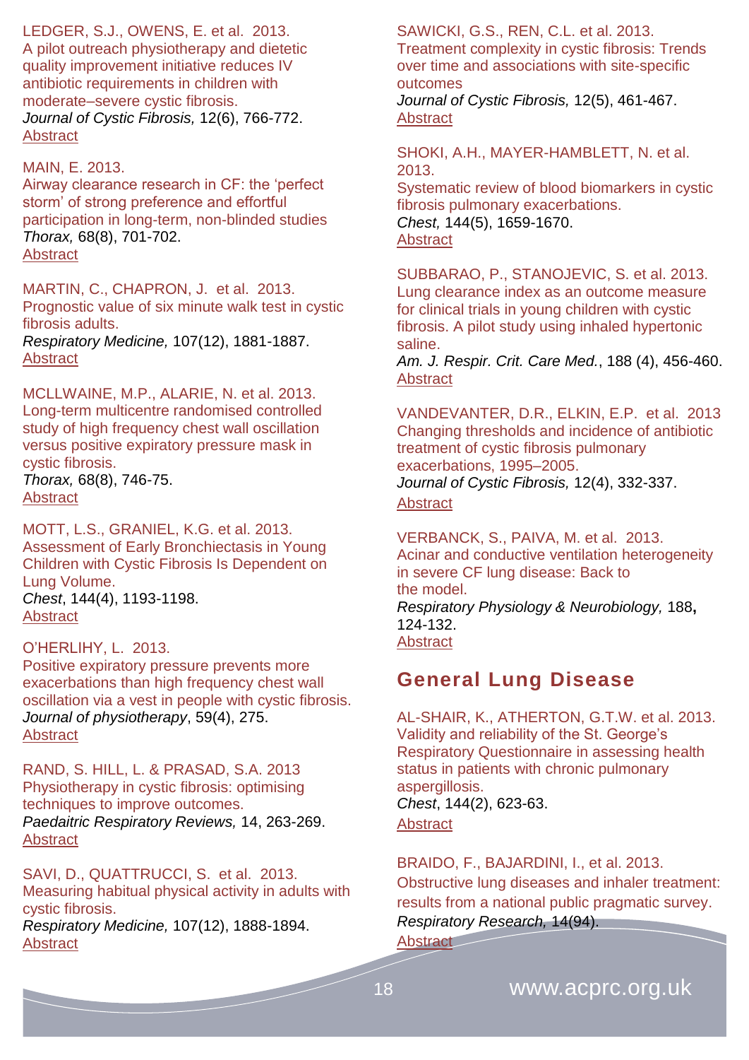LEDGER, S.J., OWENS, E. et al. 2013.
A pilot outreach physiotherapy and dietetic quality improvement initiative reduces IV antibiotic requirements in children with moderate–severe cystic fibrosis.
*Journal of Cystic Fibrosis,* 12(6), 766-772.
Abstract

MAIN, E. 2013.
Airway clearance research in CF: the 'perfect storm' of strong preference and effortful participation in long-term, non-blinded studies
*Thorax,* 68(8), 701-702.
Abstract

MARTIN, C., CHAPRON, J. et al. 2013.
Prognostic value of six minute walk test in cystic fibrosis adults.
*Respiratory Medicine,* 107(12), 1881-1887.
Abstract

MCLLWAINE, M.P., ALARIE, N. et al. 2013.
Long-term multicentre randomised controlled study of high frequency chest wall oscillation versus positive expiratory pressure mask in cystic fibrosis.
*Thorax,* 68(8), 746-75.
Abstract

MOTT, L.S., GRANIEL, K.G. et al. 2013.
Assessment of Early Bronchiectasis in Young Children with Cystic Fibrosis Is Dependent on Lung Volume.
*Chest*, 144(4), 1193-1198.
Abstract

O'HERLIHY, L. 2013.
Positive expiratory pressure prevents more exacerbations than high frequency chest wall oscillation via a vest in people with cystic fibrosis.
*Journal of physiotherapy*, 59(4), 275.
Abstract

RAND, S. HILL, L. & PRASAD, S.A. 2013
Physiotherapy in cystic fibrosis: optimising techniques to improve outcomes.
*Paedaitric Respiratory Reviews,* 14, 263-269.
Abstract

SAVI, D., QUATTRUCCI, S. et al. 2013.
Measuring habitual physical activity in adults with cystic fibrosis.
*Respiratory Medicine,* 107(12), 1888-1894.
Abstract

SAWICKI, G.S., REN, C.L. et al. 2013.
Treatment complexity in cystic fibrosis: Trends over time and associations with site-specific outcomes
*Journal of Cystic Fibrosis,* 12(5), 461-467.
Abstract

SHOKI, A.H., MAYER-HAMBLETT, N. et al. 2013.
Systematic review of blood biomarkers in cystic fibrosis pulmonary exacerbations.
*Chest,* 144(5), 1659-1670.
Abstract

SUBBARAO, P., STANOJEVIC, S. et al. 2013.
Lung clearance index as an outcome measure for clinical trials in young children with cystic fibrosis. A pilot study using inhaled hypertonic saline.
*Am. J. Respir. Crit. Care Med.*, 188 (4), 456-460.
Abstract

VANDEVANTER, D.R., ELKIN, E.P. et al. 2013
Changing thresholds and incidence of antibiotic treatment of cystic fibrosis pulmonary exacerbations, 1995–2005.
*Journal of Cystic Fibrosis,* 12(4), 332-337.
Abstract

VERBANCK, S., PAIVA, M. et al. 2013.
Acinar and conductive ventilation heterogeneity in severe CF lung disease: Back to the model.
*Respiratory Physiology & Neurobiology,* 188**,** 124-132.
Abstract

## General Lung Disease

AL-SHAIR, K., ATHERTON, G.T.W. et al. 2013.
Validity and reliability of the St. George's Respiratory Questionnaire in assessing health status in patients with chronic pulmonary aspergillosis.
*Chest*, 144(2), 623-63.
Abstract

BRAIDO, F., BAJARDINI, I., et al. 2013.
Obstructive lung diseases and inhaler treatment: results from a national public pragmatic survey.
*Respiratory Research,* 14(94).
Abstract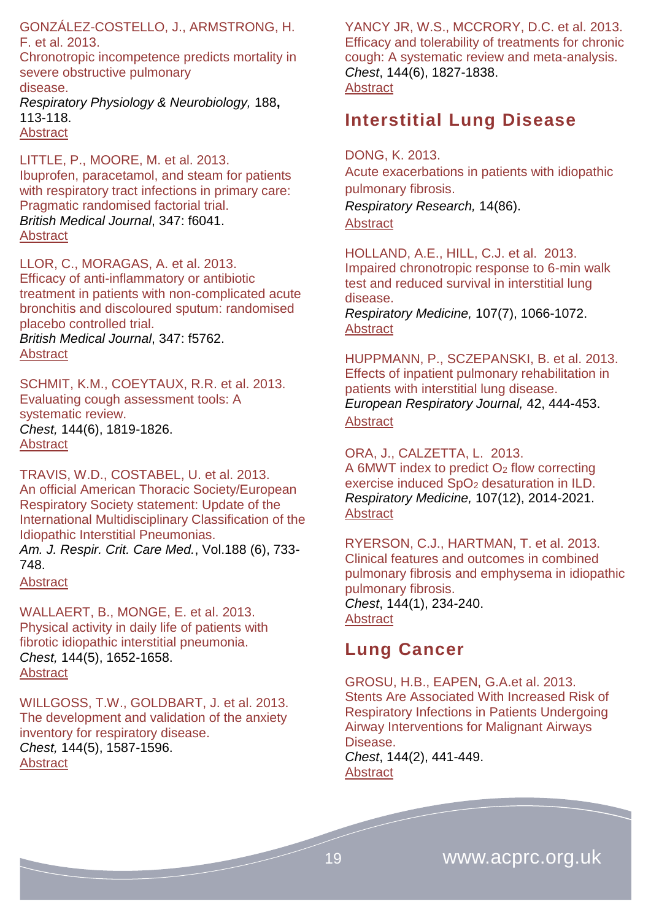GONZÁLEZ-COSTELLO, J., ARMSTRONG, H. F. et al. 2013.
Chronotropic incompetence predicts mortality in severe obstructive pulmonary disease.
*Respiratory Physiology & Neurobiology,* 188**,** 113-118.
Abstract

LITTLE, P., MOORE, M. et al. 2013.
Ibuprofen, paracetamol, and steam for patients with respiratory tract infections in primary care: Pragmatic randomised factorial trial.
*British Medical Journal*, 347: f6041.
Abstract

LLOR, C., MORAGAS, A. et al. 2013.
Efficacy of anti-inflammatory or antibiotic treatment in patients with non-complicated acute bronchitis and discoloured sputum: randomised placebo controlled trial.
*British Medical Journal*, 347: f5762.
Abstract

SCHMIT, K.M., COEYTAUX, R.R. et al. 2013.
Evaluating cough assessment tools: A systematic review.
*Chest,* 144(6), 1819-1826.
Abstract

TRAVIS, W.D., COSTABEL, U. et al. 2013.
An official American Thoracic Society/European Respiratory Society statement: Update of the International Multidisciplinary Classification of the Idiopathic Interstitial Pneumonias.
*Am. J. Respir. Crit. Care Med.*, Vol.188 (6), 733-748.
Abstract

WALLAERT, B., MONGE, E. et al. 2013.
Physical activity in daily life of patients with fibrotic idiopathic interstitial pneumonia.
*Chest,* 144(5), 1652-1658.
Abstract

WILLGOSS, T.W., GOLDBART, J. et al. 2013.
The development and validation of the anxiety inventory for respiratory disease.
*Chest,* 144(5), 1587-1596.
Abstract

YANCY JR, W.S., MCCRORY, D.C. et al. 2013.
Efficacy and tolerability of treatments for chronic cough: A systematic review and meta-analysis.
*Chest*, 144(6), 1827-1838.
Abstract

## Interstitial Lung Disease

DONG, K. 2013.
Acute exacerbations in patients with idiopathic pulmonary fibrosis.
*Respiratory Research,* 14(86).
Abstract

HOLLAND, A.E., HILL, C.J. et al. 2013.
Impaired chronotropic response to 6-min walk test and reduced survival in interstitial lung disease.
*Respiratory Medicine,* 107(7), 1066-1072.
Abstract

HUPPMANN, P., SCZEPANSKI, B. et al. 2013.
Effects of inpatient pulmonary rehabilitation in patients with interstitial lung disease.
*European Respiratory Journal,* 42, 444-453.
Abstract

ORA, J., CALZETTA, L. 2013.
A 6MWT index to predict $O_2$ flow correcting exercise induced $SpO_2$ desaturation in ILD.
*Respiratory Medicine,* 107(12), 2014-2021.
Abstract

RYERSON, C.J., HARTMAN, T. et al. 2013.
Clinical features and outcomes in combined pulmonary fibrosis and emphysema in idiopathic pulmonary fibrosis.
*Chest*, 144(1), 234-240.
Abstract

## Lung Cancer

GROSU, H.B., EAPEN, G.A.et al. 2013.
Stents Are Associated With Increased Risk of Respiratory Infections in Patients Undergoing Airway Interventions for Malignant Airways Disease.
*Chest*, 144(2), 441-449.
Abstract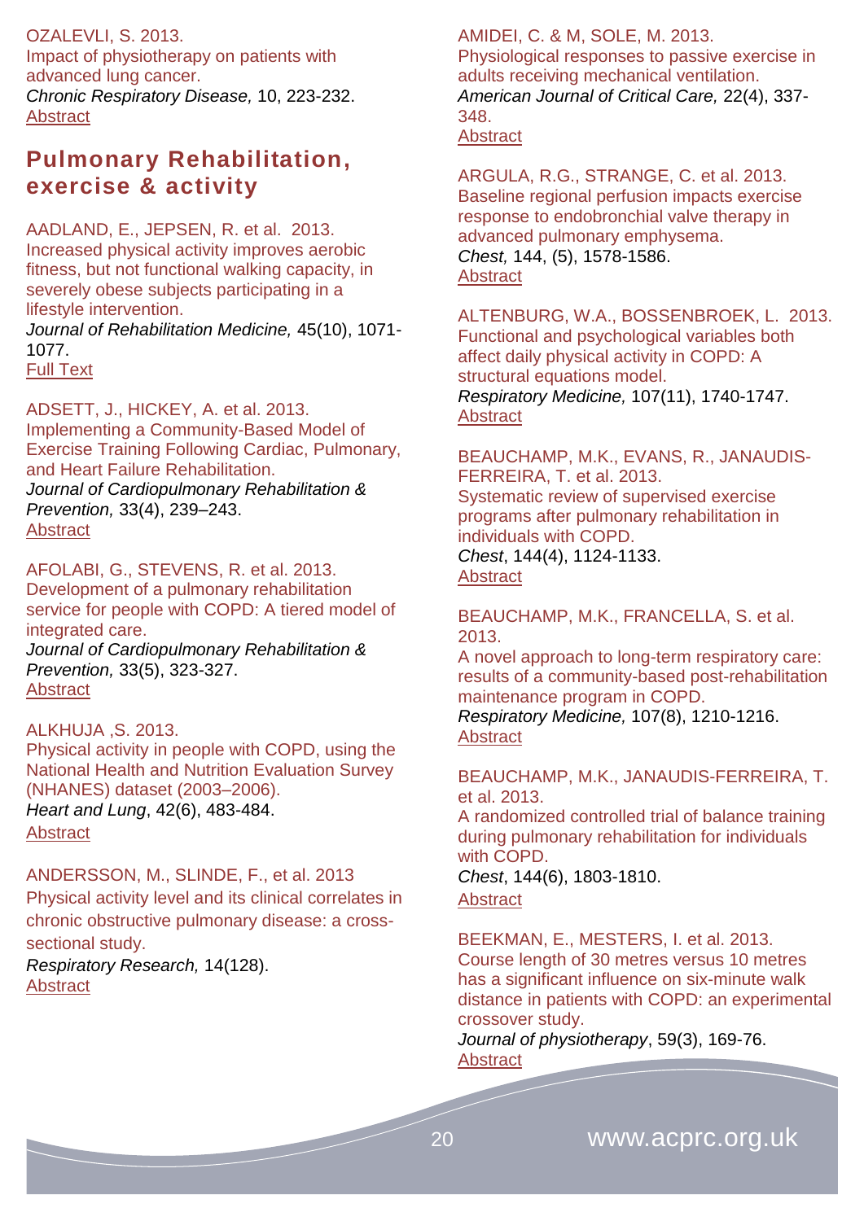OZALEVLI, S. 2013.
Impact of physiotherapy on patients with advanced lung cancer.
*Chronic Respiratory Disease,* 10, 223-232.
Abstract

## Pulmonary Rehabilitation, exercise & activity

AADLAND, E., JEPSEN, R. et al. 2013.
Increased physical activity improves aerobic fitness, but not functional walking capacity, in severely obese subjects participating in a lifestyle intervention.
*Journal of Rehabilitation Medicine,* 45(10), 1071-1077.
Full Text

ADSETT, J., HICKEY, A. et al. 2013.
Implementing a Community-Based Model of Exercise Training Following Cardiac, Pulmonary, and Heart Failure Rehabilitation.
*Journal of Cardiopulmonary Rehabilitation & Prevention,* 33(4), 239–243.
Abstract

AFOLABI, G., STEVENS, R. et al. 2013.
Development of a pulmonary rehabilitation service for people with COPD: A tiered model of integrated care.
*Journal of Cardiopulmonary Rehabilitation & Prevention,* 33(5), 323-327.
Abstract

ALKHUJA ,S. 2013.
Physical activity in people with COPD, using the National Health and Nutrition Evaluation Survey (NHANES) dataset (2003–2006).
*Heart and Lung*, 42(6), 483-484.
Abstract

ANDERSSON, M., SLINDE, F., et al. 2013
Physical activity level and its clinical correlates in chronic obstructive pulmonary disease: a cross-sectional study.
*Respiratory Research,* 14(128).
Abstract

AMIDEI, C. & M, SOLE, M. 2013.
Physiological responses to passive exercise in adults receiving mechanical ventilation.
*American Journal of Critical Care,* 22(4), 337-348.
Abstract

ARGULA, R.G., STRANGE, C. et al. 2013.
Baseline regional perfusion impacts exercise response to endobronchial valve therapy in advanced pulmonary emphysema.
*Chest,* 144, (5), 1578-1586.
Abstract

ALTENBURG, W.A., BOSSENBROEK, L. 2013.
Functional and psychological variables both affect daily physical activity in COPD: A structural equations model.
*Respiratory Medicine,* 107(11), 1740-1747.
Abstract

BEAUCHAMP, M.K., EVANS, R., JANAUDIS-FERREIRA, T. et al. 2013.
Systematic review of supervised exercise programs after pulmonary rehabilitation in individuals with COPD.
*Chest*, 144(4), 1124-1133.
Abstract

BEAUCHAMP, M.K., FRANCELLA, S. et al. 2013.
A novel approach to long-term respiratory care: results of a community-based post-rehabilitation maintenance program in COPD.
*Respiratory Medicine,* 107(8), 1210-1216.
Abstract

BEAUCHAMP, M.K., JANAUDIS-FERREIRA, T. et al. 2013.
A randomized controlled trial of balance training during pulmonary rehabilitation for individuals with COPD.
*Chest*, 144(6), 1803-1810.
Abstract

BEEKMAN, E., MESTERS, I. et al. 2013.
Course length of 30 metres versus 10 metres has a significant influence on six-minute walk distance in patients with COPD: an experimental crossover study.
*Journal of physiotherapy*, 59(3), 169-76.
Abstract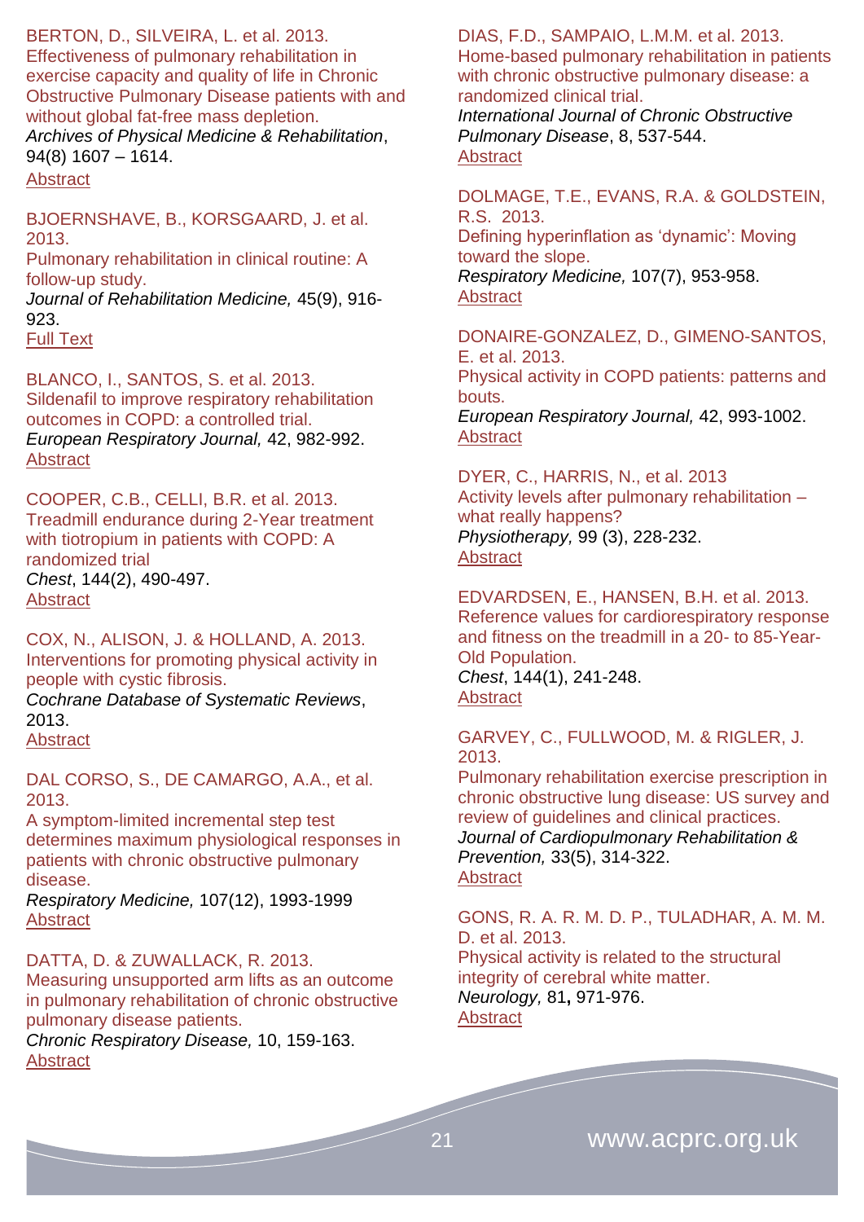BERTON, D., SILVEIRA, L. et al. 2013.
Effectiveness of pulmonary rehabilitation in exercise capacity and quality of life in Chronic Obstructive Pulmonary Disease patients with and without global fat-free mass depletion.
*Archives of Physical Medicine & Rehabilitation*, 94(8) 1607 – 1614.
Abstract

BJOERNSHAVE, B., KORSGAARD, J. et al. 2013.
Pulmonary rehabilitation in clinical routine: A follow-up study.
*Journal of Rehabilitation Medicine,* 45(9), 916-923.
Full Text

BLANCO, I., SANTOS, S. et al. 2013.
Sildenafil to improve respiratory rehabilitation outcomes in COPD: a controlled trial.
*European Respiratory Journal,* 42, 982-992.
Abstract

COOPER, C.B., CELLI, B.R. et al. 2013.
Treadmill endurance during 2-Year treatment with tiotropium in patients with COPD: A randomized trial
*Chest*, 144(2), 490-497.
Abstract

COX, N., ALISON, J. & HOLLAND, A. 2013.
Interventions for promoting physical activity in people with cystic fibrosis.
*Cochrane Database of Systematic Reviews*, 2013.
Abstract

DAL CORSO, S., DE CAMARGO, A.A., et al. 2013.
A symptom-limited incremental step test determines maximum physiological responses in patients with chronic obstructive pulmonary disease.
*Respiratory Medicine,* 107(12), 1993-1999
Abstract

DATTA, D. & ZUWALLACK, R. 2013.
Measuring unsupported arm lifts as an outcome in pulmonary rehabilitation of chronic obstructive pulmonary disease patients.
*Chronic Respiratory Disease,* 10, 159-163.
Abstract

DIAS, F.D., SAMPAIO, L.M.M. et al. 2013.
Home-based pulmonary rehabilitation in patients with chronic obstructive pulmonary disease: a randomized clinical trial.
*International Journal of Chronic Obstructive Pulmonary Disease*, 8, 537-544.
Abstract

DOLMAGE, T.E., EVANS, R.A. & GOLDSTEIN, R.S. 2013.
Defining hyperinflation as 'dynamic': Moving toward the slope.
*Respiratory Medicine,* 107(7), 953-958.
Abstract

DONAIRE-GONZALEZ, D., GIMENO-SANTOS, E. et al. 2013.
Physical activity in COPD patients: patterns and bouts.
*European Respiratory Journal,* 42, 993-1002.
Abstract

DYER, C., HARRIS, N., et al. 2013
Activity levels after pulmonary rehabilitation – what really happens?
*Physiotherapy,* 99 (3), 228-232.
Abstract

EDVARDSEN, E., HANSEN, B.H. et al. 2013.
Reference values for cardiorespiratory response and fitness on the treadmill in a 20- to 85-Year-Old Population.
*Chest*, 144(1), 241-248.
Abstract

GARVEY, C., FULLWOOD, M. & RIGLER, J. 2013.
Pulmonary rehabilitation exercise prescription in chronic obstructive lung disease: US survey and review of guidelines and clinical practices.
*Journal of Cardiopulmonary Rehabilitation & Prevention,* 33(5), 314-322.
Abstract

GONS, R. A. R. M. D. P., TULADHAR, A. M. M. D. et al. 2013.
Physical activity is related to the structural integrity of cerebral white matter.
*Neurology,* 81**,** 971-976.
Abstract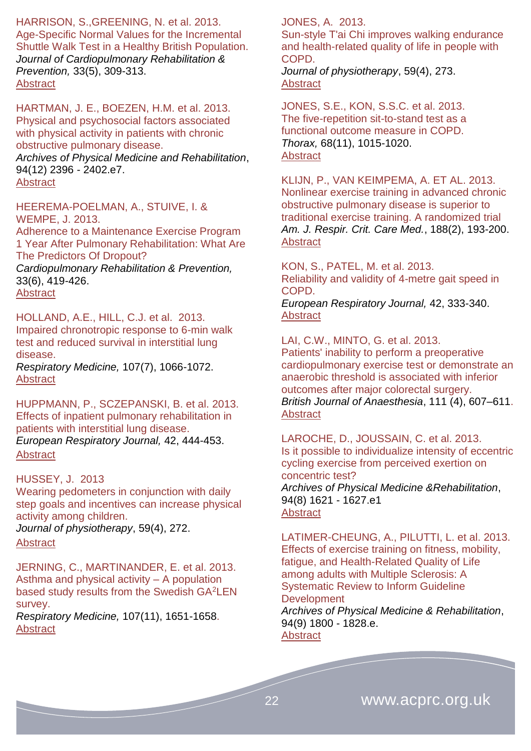HARRISON, S.,GREENING, N. et al. 2013.
Age-Specific Normal Values for the Incremental Shuttle Walk Test in a Healthy British Population.
*Journal of Cardiopulmonary Rehabilitation & Prevention,* 33(5), 309-313.
Abstract

HARTMAN, J. E., BOEZEN, H.M. et al. 2013.
Physical and psychosocial factors associated with physical activity in patients with chronic obstructive pulmonary disease.
*Archives of Physical Medicine and Rehabilitation*, 94(12) 2396 - 2402.e7.
Abstract

HEEREMA-POELMAN, A., STUIVE, I. & WEMPE, J. 2013.
Adherence to a Maintenance Exercise Program 1 Year After Pulmonary Rehabilitation: What Are The Predictors Of Dropout?
*Cardiopulmonary Rehabilitation & Prevention,* 33(6), 419-426.
Abstract

HOLLAND, A.E., HILL, C.J. et al. 2013.
Impaired chronotropic response to 6-min walk test and reduced survival in interstitial lung disease.
*Respiratory Medicine,* 107(7), 1066-1072.
Abstract

HUPPMANN, P., SCZEPANSKI, B. et al. 2013.
Effects of inpatient pulmonary rehabilitation in patients with interstitial lung disease.
*European Respiratory Journal,* 42, 444-453.
Abstract

HUSSEY, J. 2013
Wearing pedometers in conjunction with daily step goals and incentives can increase physical activity among children.
*Journal of physiotherapy*, 59(4), 272.
Abstract

JERNING, C., MARTINANDER, E. et al. 2013.
Asthma and physical activity – A population based study results from the Swedish GA$^2$LEN survey.
*Respiratory Medicine,* 107(11), 1651-1658.
Abstract

JONES, A. 2013.
Sun-style T'ai Chi improves walking endurance and health-related quality of life in people with COPD.
*Journal of physiotherapy*, 59(4), 273.
Abstract

JONES, S.E., KON, S.S.C. et al. 2013.
The five-repetition sit-to-stand test as a functional outcome measure in COPD.
*Thorax,* 68(11), 1015-1020.
Abstract

KLIJN, P., VAN KEIMPEMA, A. ET AL. 2013.
Nonlinear exercise training in advanced chronic obstructive pulmonary disease is superior to traditional exercise training. A randomized trial
*Am. J. Respir. Crit. Care Med.*, 188(2), 193-200.
Abstract

KON, S., PATEL, M. et al. 2013.
Reliability and validity of 4-metre gait speed in COPD.
*European Respiratory Journal,* 42, 333-340.
Abstract

LAI, C.W., MINTO, G. et al. 2013.
Patients' inability to perform a preoperative cardiopulmonary exercise test or demonstrate an anaerobic threshold is associated with inferior outcomes after major colorectal surgery.
*British Journal of Anaesthesia*, 111 (4), 607–611.
Abstract

LAROCHE, D., JOUSSAIN, C. et al. 2013.
Is it possible to individualize intensity of eccentric cycling exercise from perceived exertion on concentric test?
*Archives of Physical Medicine &Rehabilitation*, 94(8) 1621 - 1627.e1
Abstract

LATIMER-CHEUNG, A., PILUTTI, L. et al. 2013.
Effects of exercise training on fitness, mobility, fatigue, and Health-Related Quality of Life among adults with Multiple Sclerosis: A Systematic Review to Inform Guideline Development
*Archives of Physical Medicine & Rehabilitation*, 94(9) 1800 - 1828.e.
Abstract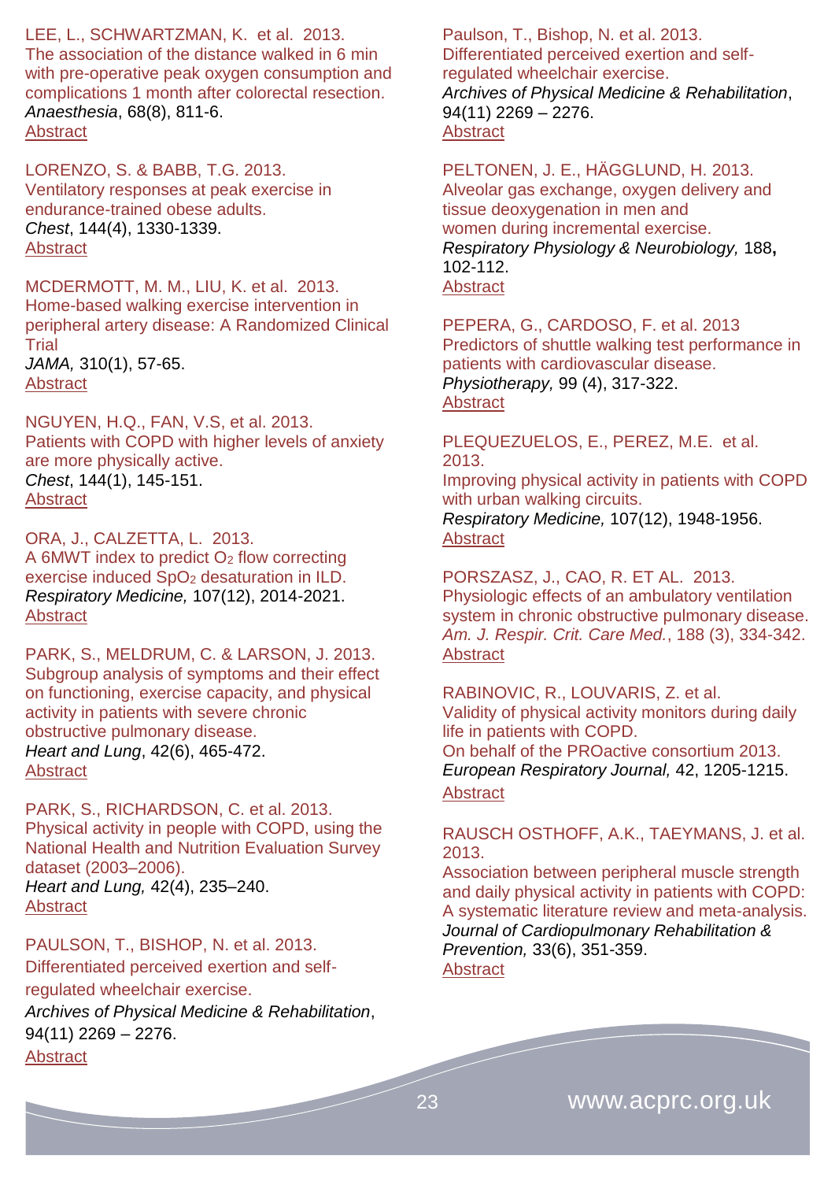LEE, L., SCHWARTZMAN, K. et al. 2013.
The association of the distance walked in 6 min with pre-operative peak oxygen consumption and complications 1 month after colorectal resection.
*Anaesthesia*, 68(8), 811-6.
Abstract

LORENZO, S. & BABB, T.G. 2013.
Ventilatory responses at peak exercise in endurance-trained obese adults.
*Chest*, 144(4), 1330-1339.
Abstract

MCDERMOTT, M. M., LIU, K. et al. 2013.
Home-based walking exercise intervention in peripheral artery disease: A Randomized Clinical Trial
*JAMA,* 310(1), 57-65.
Abstract

NGUYEN, H.Q., FAN, V.S, et al. 2013.
Patients with COPD with higher levels of anxiety are more physically active.
*Chest*, 144(1), 145-151.
Abstract

ORA, J., CALZETTA, L. 2013.
A 6MWT index to predict $O_2$ flow correcting exercise induced $SpO_2$ desaturation in ILD.
*Respiratory Medicine,* 107(12), 2014-2021.
Abstract

PARK, S., MELDRUM, C. & LARSON, J. 2013.
Subgroup analysis of symptoms and their effect on functioning, exercise capacity, and physical activity in patients with severe chronic obstructive pulmonary disease.
*Heart and Lung*, 42(6), 465-472.
Abstract

PARK, S., RICHARDSON, C. et al. 2013.
Physical activity in people with COPD, using the National Health and Nutrition Evaluation Survey dataset (2003–2006).
*Heart and Lung,* 42(4), 235–240.
Abstract

PAULSON, T., BISHOP, N. et al. 2013.
Differentiated perceived exertion and self-regulated wheelchair exercise.
*Archives of Physical Medicine & Rehabilitation*, 94(11) 2269 – 2276.
Abstract

Paulson, T., Bishop, N. et al. 2013.
Differentiated perceived exertion and self-regulated wheelchair exercise.
*Archives of Physical Medicine & Rehabilitation*, 94(11) 2269 – 2276.
Abstract

PELTONEN, J. E., HÄGGLUND, H. 2013.
Alveolar gas exchange, oxygen delivery and tissue deoxygenation in men and women during incremental exercise.
*Respiratory Physiology & Neurobiology,* 188**,** 102-112.
Abstract

PEPERA, G., CARDOSO, F. et al. 2013
Predictors of shuttle walking test performance in patients with cardiovascular disease.
*Physiotherapy,* 99 (4), 317-322.
Abstract

PLEQUEZUELOS, E., PEREZ, M.E. et al. 2013.
Improving physical activity in patients with COPD with urban walking circuits.
*Respiratory Medicine,* 107(12), 1948-1956.
Abstract

PORSZASZ, J., CAO, R. ET AL. 2013.
Physiologic effects of an ambulatory ventilation system in chronic obstructive pulmonary disease.
*Am. J. Respir. Crit. Care Med.*, 188 (3), 334-342.
Abstract

RABINOVIC, R., LOUVARIS, Z. et al.
Validity of physical activity monitors during daily life in patients with COPD.
On behalf of the PROactive consortium 2013.
*European Respiratory Journal,* 42, 1205-1215.
Abstract

RAUSCH OSTHOFF, A.K., TAEYMANS, J. et al. 2013.
Association between peripheral muscle strength and daily physical activity in patients with COPD: A systematic literature review and meta-analysis.
*Journal of Cardiopulmonary Rehabilitation & Prevention,* 33(6), 351-359.
Abstract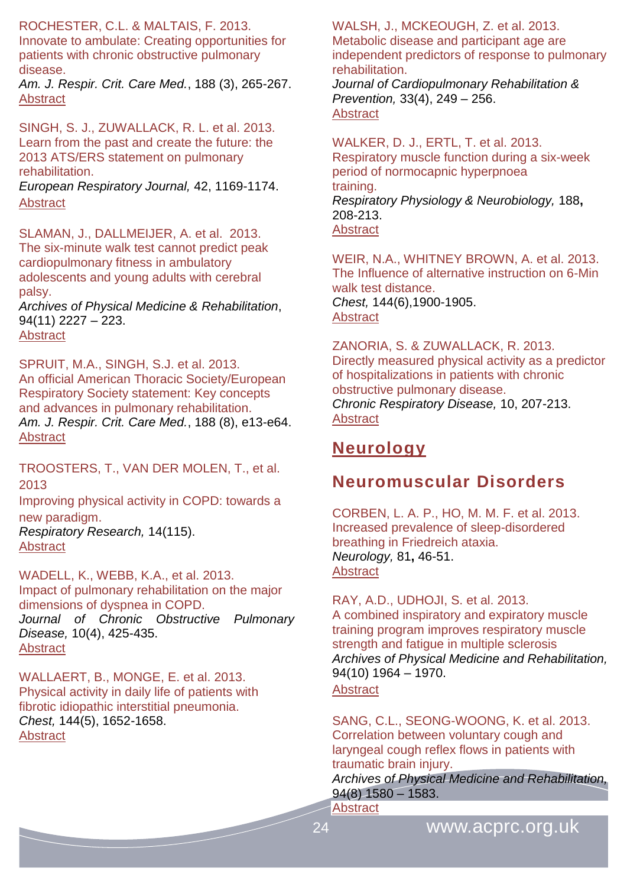ROCHESTER, C.L. & MALTAIS, F. 2013.
Innovate to ambulate: Creating opportunities for patients with chronic obstructive pulmonary disease.
*Am. J. Respir. Crit. Care Med.*, 188 (3), 265-267.
Abstract

SINGH, S. J., ZUWALLACK, R. L. et al. 2013.
Learn from the past and create the future: the 2013 ATS/ERS statement on pulmonary rehabilitation.
*European Respiratory Journal,* 42, 1169-1174.
Abstract

SLAMAN, J., DALLMEIJER, A. et al. 2013.
The six-minute walk test cannot predict peak cardiopulmonary fitness in ambulatory adolescents and young adults with cerebral palsy.
*Archives of Physical Medicine & Rehabilitation*, 94(11) 2227 – 223.
Abstract

SPRUIT, M.A., SINGH, S.J. et al. 2013.
An official American Thoracic Society/European Respiratory Society statement: Key concepts and advances in pulmonary rehabilitation.
*Am. J. Respir. Crit. Care Med.*, 188 (8), e13-e64.
Abstract

TROOSTERS, T., VAN DER MOLEN, T., et al. 2013
Improving physical activity in COPD: towards a new paradigm.
*Respiratory Research,* 14(115).
Abstract

WADELL, K., WEBB, K.A., et al. 2013.
Impact of pulmonary rehabilitation on the major dimensions of dyspnea in COPD.
*Journal of Chronic Obstructive Pulmonary Disease,* 10(4), 425-435.
Abstract

WALLAERT, B., MONGE, E. et al. 2013.
Physical activity in daily life of patients with fibrotic idiopathic interstitial pneumonia.
*Chest,* 144(5), 1652-1658.
Abstract

WALSH, J., MCKEOUGH, Z. et al. 2013.
Metabolic disease and participant age are independent predictors of response to pulmonary rehabilitation.
*Journal of Cardiopulmonary Rehabilitation & Prevention,* 33(4), 249 – 256.
Abstract

WALKER, D. J., ERTL, T. et al. 2013.
Respiratory muscle function during a six-week period of normocapnic hyperpnoea training.
*Respiratory Physiology & Neurobiology,* 188**,** 208-213.
Abstract

WEIR, N.A., WHITNEY BROWN, A. et al. 2013.
The Influence of alternative instruction on 6-Min walk test distance.
*Chest,* 144(6),1900-1905.
Abstract

ZANORIA, S. & ZUWALLACK, R. 2013.
Directly measured physical activity as a predictor of hospitalizations in patients with chronic obstructive pulmonary disease.
*Chronic Respiratory Disease,* 10, 207-213.
Abstract

# Neurology

## Neuromuscular Disorders

CORBEN, L. A. P., HO, M. M. F. et al. 2013.
Increased prevalence of sleep-disordered breathing in Friedreich ataxia.
*Neurology,* 81**,** 46-51.
Abstract

RAY, A.D., UDHOJI, S. et al. 2013.
A combined inspiratory and expiratory muscle training program improves respiratory muscle strength and fatigue in multiple sclerosis
*Archives of Physical Medicine and Rehabilitation,* 94(10) 1964 – 1970.
Abstract

SANG, C.L., SEONG-WOONG, K. et al. 2013.
Correlation between voluntary cough and laryngeal cough reflex flows in patients with traumatic brain injury.
*Archives of Physical Medicine and Rehabilitation,* 94(8) 1580 – 1583.
Abstract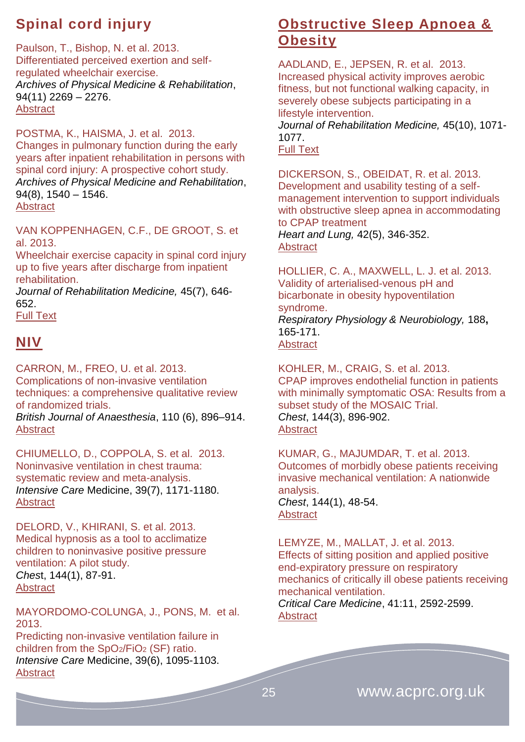## Spinal cord injury

Paulson, T., Bishop, N. et al. 2013.
Differentiated perceived exertion and self-regulated wheelchair exercise.
*Archives of Physical Medicine & Rehabilitation*, 94(11) 2269 – 2276.
Abstract

POSTMA, K., HAISMA, J. et al. 2013.
Changes in pulmonary function during the early years after inpatient rehabilitation in persons with spinal cord injury: A prospective cohort study.
*Archives of Physical Medicine and Rehabilitation*, 94(8), 1540 – 1546.
Abstract

VAN KOPPENHAGEN, C.F., DE GROOT, S. et al. 2013.
Wheelchair exercise capacity in spinal cord injury up to five years after discharge from inpatient rehabilitation.
*Journal of Rehabilitation Medicine,* 45(7), 646-652.
Full Text

## NIV

CARRON, M., FREO, U. et al. 2013.
Complications of non-invasive ventilation techniques: a comprehensive qualitative review of randomized trials.
*British Journal of Anaesthesia*, 110 (6), 896–914.
Abstract

CHIUMELLO, D., COPPOLA, S. et al. 2013.
Noninvasive ventilation in chest trauma: systematic review and meta-analysis.
*Intensive Care* Medicine, 39(7), 1171-1180.
Abstract

DELORD, V., KHIRANI, S. et al. 2013.
Medical hypnosis as a tool to acclimatize children to noninvasive positive pressure ventilation: A pilot study.
*Chest*, 144(1), 87-91.
Abstract

MAYORDOMO-COLUNGA, J., PONS, M. et al. 2013.
Predicting non-invasive ventilation failure in children from the $SpO_2/FiO_2$ (SF) ratio.
*Intensive Care* Medicine, 39(6), 1095-1103.
Abstract

## Obstructive Sleep Apnoea & Obesity

AADLAND, E., JEPSEN, R. et al. 2013.
Increased physical activity improves aerobic fitness, but not functional walking capacity, in severely obese subjects participating in a lifestyle intervention.
*Journal of Rehabilitation Medicine,* 45(10), 1071-1077.
Full Text

DICKERSON, S., OBEIDAT, R. et al. 2013.
Development and usability testing of a self-management intervention to support individuals with obstructive sleep apnea in accommodating to CPAP treatment
*Heart and Lung,* 42(5), 346-352.
Abstract

HOLLIER, C. A., MAXWELL, L. J. et al. 2013.
Validity of arterialised-venous pH and bicarbonate in obesity hypoventilation syndrome.
*Respiratory Physiology & Neurobiology,* 188**,** 165-171.
Abstract

KOHLER, M., CRAIG, S. et al. 2013.
CPAP improves endothelial function in patients with minimally symptomatic OSA: Results from a subset study of the MOSAIC Trial.
*Chest*, 144(3), 896-902.
Abstract

KUMAR, G., MAJUMDAR, T. et al. 2013.
Outcomes of morbidly obese patients receiving invasive mechanical ventilation: A nationwide analysis.
*Chest*, 144(1), 48-54.
Abstract

LEMYZE, M., MALLAT, J. et al. 2013.
Effects of sitting position and applied positive end-expiratory pressure on respiratory mechanics of critically ill obese patients receiving mechanical ventilation.
*Critical Care Medicine*, 41:11, 2592-2599.
Abstract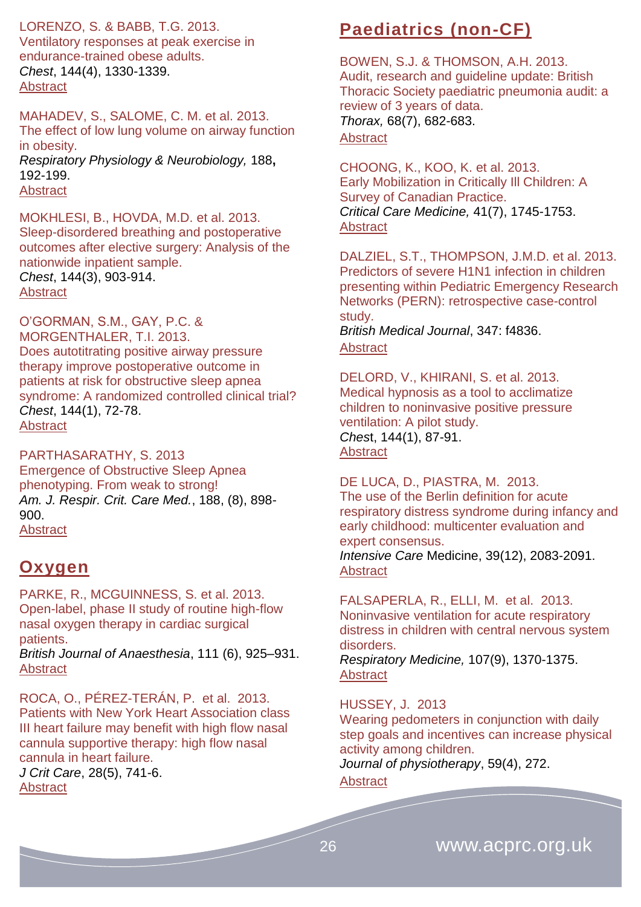LORENZO, S. & BABB, T.G. 2013.
Ventilatory responses at peak exercise in endurance-trained obese adults.
*Chest*, 144(4), 1330-1339.
Abstract

MAHADEV, S., SALOME, C. M. et al. 2013.
The effect of low lung volume on airway function in obesity.
*Respiratory Physiology & Neurobiology,* 188**,** 192-199.
Abstract

MOKHLESI, B., HOVDA, M.D. et al. 2013.
Sleep-disordered breathing and postoperative outcomes after elective surgery: Analysis of the nationwide inpatient sample.
*Chest*, 144(3), 903-914.
Abstract

O'GORMAN, S.M., GAY, P.C. & MORGENTHALER, T.I. 2013.
Does autotitrating positive airway pressure therapy improve postoperative outcome in patients at risk for obstructive sleep apnea syndrome: A randomized controlled clinical trial?
*Chest*, 144(1), 72-78.
Abstract

PARTHASARATHY, S. 2013
Emergence of Obstructive Sleep Apnea phenotyping. From weak to strong!
*Am. J. Respir. Crit. Care Med.*, 188, (8), 898-900.
Abstract

## Oxygen

PARKE, R., MCGUINNESS, S. et al. 2013.
Open-label, phase II study of routine high-flow nasal oxygen therapy in cardiac surgical patients.
*British Journal of Anaesthesia*, 111 (6), 925–931.
Abstract

ROCA, O., PÉREZ-TERÁN, P. et al. 2013.
Patients with New York Heart Association class III heart failure may benefit with high flow nasal cannula supportive therapy: high flow nasal cannula in heart failure.
*J Crit Care*, 28(5), 741-6.
Abstract

## Paediatrics (non-CF)

BOWEN, S.J. & THOMSON, A.H. 2013.
Audit, research and guideline update: British Thoracic Society paediatric pneumonia audit: a review of 3 years of data.
*Thorax,* 68(7), 682-683.
Abstract

CHOONG, K., KOO, K. et al. 2013.
Early Mobilization in Critically Ill Children: A Survey of Canadian Practice.
*Critical Care Medicine,* 41(7), 1745-1753.
Abstract

DALZIEL, S.T., THOMPSON, J.M.D. et al. 2013.
Predictors of severe H1N1 infection in children presenting within Pediatric Emergency Research Networks (PERN): retrospective case-control study.
*British Medical Journal*, 347: f4836.
Abstract

DELORD, V., KHIRANI, S. et al. 2013.
Medical hypnosis as a tool to acclimatize children to noninvasive positive pressure ventilation: A pilot study.
*Chest*, 144(1), 87-91.
Abstract

DE LUCA, D., PIASTRA, M. 2013.
The use of the Berlin definition for acute respiratory distress syndrome during infancy and early childhood: multicenter evaluation and expert consensus.
*Intensive Care* Medicine, 39(12), 2083-2091.
Abstract

FALSAPERLA, R., ELLI, M. et al. 2013.
Noninvasive ventilation for acute respiratory distress in children with central nervous system disorders.
*Respiratory Medicine,* 107(9), 1370-1375.
Abstract

HUSSEY, J. 2013
Wearing pedometers in conjunction with daily step goals and incentives can increase physical activity among children.
*Journal of physiotherapy*, 59(4), 272.
Abstract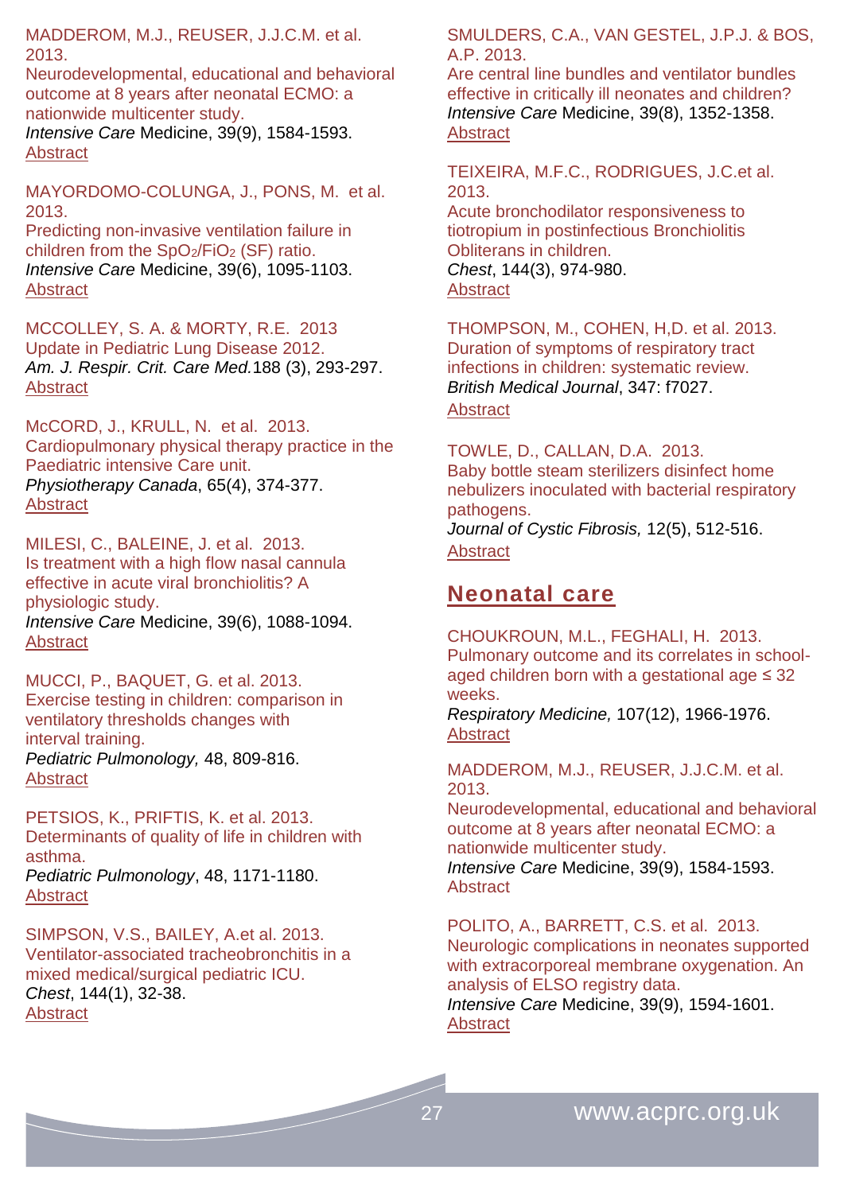MADDEROM, M.J., REUSER, J.J.C.M. et al. 2013.
Neurodevelopmental, educational and behavioral outcome at 8 years after neonatal ECMO: a nationwide multicenter study.
*Intensive Care* Medicine, 39(9), 1584-1593.
Abstract

MAYORDOMO-COLUNGA, J., PONS, M. et al. 2013.
Predicting non-invasive ventilation failure in children from the $SpO_2/FiO_2$ (SF) ratio.
*Intensive Care* Medicine, 39(6), 1095-1103.
Abstract

MCCOLLEY, S. A. & MORTY, R.E. 2013
Update in Pediatric Lung Disease 2012.
*Am. J. Respir. Crit. Care Med.*188 (3), 293-297.
Abstract

McCORD, J., KRULL, N. et al. 2013.
Cardiopulmonary physical therapy practice in the Paediatric intensive Care unit.
*Physiotherapy Canada*, 65(4), 374-377.
Abstract

MILESI, C., BALEINE, J. et al. 2013.
Is treatment with a high flow nasal cannula effective in acute viral bronchiolitis? A physiologic study.
*Intensive Care* Medicine, 39(6), 1088-1094.
Abstract

MUCCI, P., BAQUET, G. et al. 2013.
Exercise testing in children: comparison in ventilatory thresholds changes with interval training.
*Pediatric Pulmonology,* 48, 809-816.
Abstract

PETSIOS, K., PRIFTIS, K. et al. 2013.
Determinants of quality of life in children with asthma.
*Pediatric Pulmonology*, 48, 1171-1180.
Abstract

SIMPSON, V.S., BAILEY, A.et al. 2013.
Ventilator-associated tracheobronchitis in a mixed medical/surgical pediatric ICU.
*Chest*, 144(1), 32-38.
Abstract

SMULDERS, C.A., VAN GESTEL, J.P.J. & BOS, A.P. 2013.
Are central line bundles and ventilator bundles effective in critically ill neonates and children?
*Intensive Care* Medicine, 39(8), 1352-1358.
Abstract

TEIXEIRA, M.F.C., RODRIGUES, J.C.et al. 2013.
Acute bronchodilator responsiveness to tiotropium in postinfectious Bronchiolitis Obliterans in children.
*Chest*, 144(3), 974-980.
Abstract

THOMPSON, M., COHEN, H,D. et al. 2013.
Duration of symptoms of respiratory tract infections in children: systematic review.
*British Medical Journal*, 347: f7027.
Abstract

TOWLE, D., CALLAN, D.A. 2013.
Baby bottle steam sterilizers disinfect home nebulizers inoculated with bacterial respiratory pathogens.
*Journal of Cystic Fibrosis,* 12(5), 512-516.
Abstract

## Neonatal care

CHOUKROUN, M.L., FEGHALI, H. 2013.
Pulmonary outcome and its correlates in school-aged children born with a gestational age ≤ 32 weeks.
*Respiratory Medicine,* 107(12), 1966-1976.
Abstract

MADDEROM, M.J., REUSER, J.J.C.M. et al. 2013.
Neurodevelopmental, educational and behavioral outcome at 8 years after neonatal ECMO: a nationwide multicenter study.
*Intensive Care* Medicine, 39(9), 1584-1593.
Abstract

POLITO, A., BARRETT, C.S. et al. 2013.
Neurologic complications in neonates supported with extracorporeal membrane oxygenation. An analysis of ELSO registry data.
*Intensive Care* Medicine, 39(9), 1594-1601.
Abstract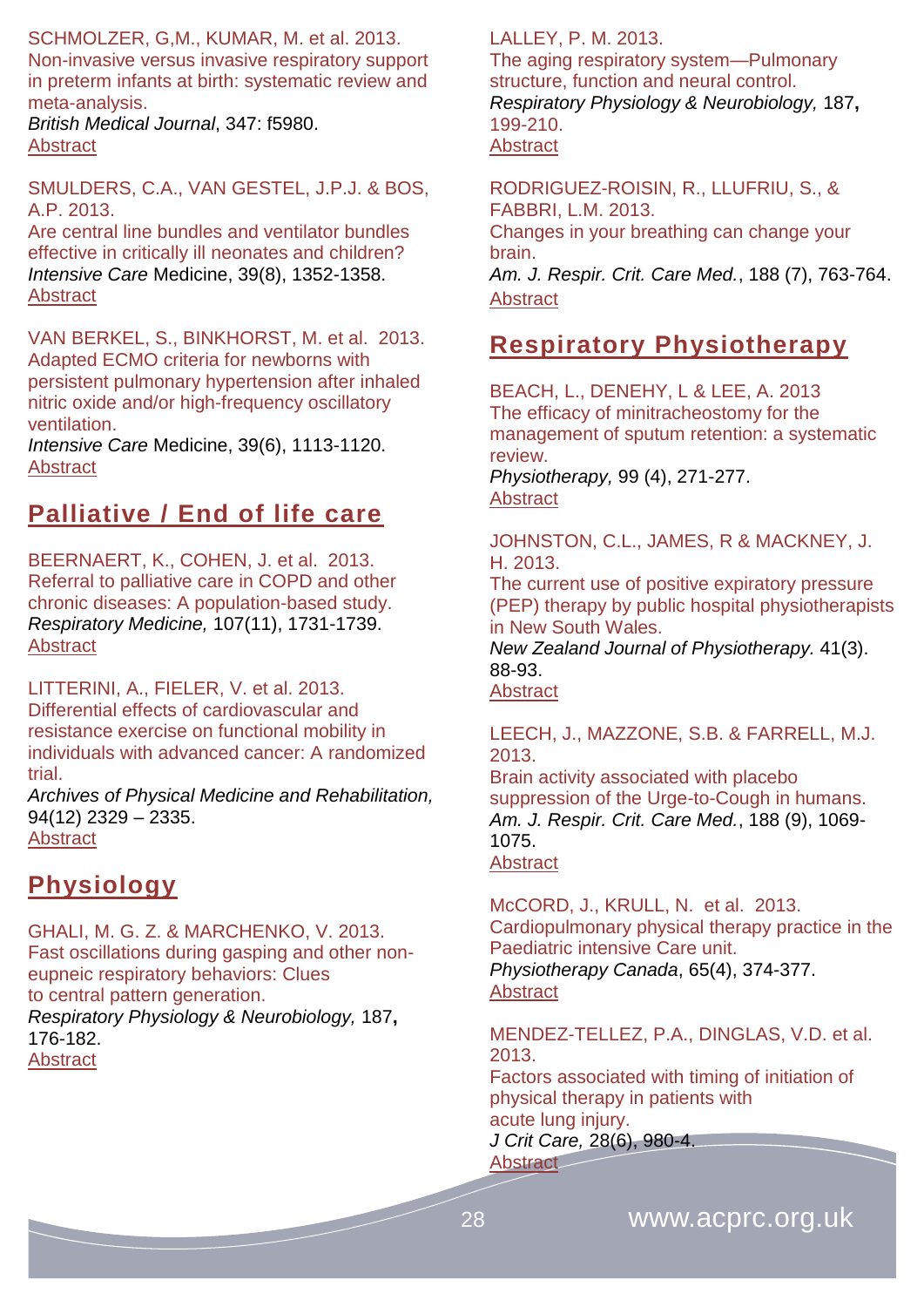SCHMOLZER, G,M., KUMAR, M. et al. 2013.
Non-invasive versus invasive respiratory support in preterm infants at birth: systematic review and meta-analysis.
*British Medical Journal*, 347: f5980.
Abstract

SMULDERS, C.A., VAN GESTEL, J.P.J. & BOS, A.P. 2013.
Are central line bundles and ventilator bundles effective in critically ill neonates and children?
*Intensive Care* Medicine, 39(8), 1352-1358.
Abstract

VAN BERKEL, S., BINKHORST, M. et al. 2013.
Adapted ECMO criteria for newborns with persistent pulmonary hypertension after inhaled nitric oxide and/or high-frequency oscillatory ventilation.
*Intensive Care* Medicine, 39(6), 1113-1120.
Abstract

## Palliative / End of life care

BEERNAERT, K., COHEN, J. et al. 2013.
Referral to palliative care in COPD and other chronic diseases: A population-based study.
*Respiratory Medicine,* 107(11), 1731-1739.
Abstract

LITTERINI, A., FIELER, V. et al. 2013.
Differential effects of cardiovascular and resistance exercise on functional mobility in individuals with advanced cancer: A randomized trial.
*Archives of Physical Medicine and Rehabilitation,* 94(12) 2329 – 2335.
Abstract

## Physiology

GHALI, M. G. Z. & MARCHENKO, V. 2013.
Fast oscillations during gasping and other non-eupneic respiratory behaviors: Clues to central pattern generation.
*Respiratory Physiology & Neurobiology,* 187**,** 176-182.
Abstract

LALLEY, P. M. 2013.
The aging respiratory system—Pulmonary structure, function and neural control.
*Respiratory Physiology & Neurobiology,* 187**,** 199-210.
Abstract

RODRIGUEZ-ROISIN, R., LLUFRIU, S., & FABBRI, L.M. 2013.
Changes in your breathing can change your brain.
*Am. J. Respir. Crit. Care Med.*, 188 (7), 763-764.
Abstract

## Respiratory Physiotherapy

BEACH, L., DENEHY, L & LEE, A. 2013
The efficacy of minitracheostomy for the management of sputum retention: a systematic review.
*Physiotherapy,* 99 (4), 271-277.
Abstract

JOHNSTON, C.L., JAMES, R & MACKNEY, J. H. 2013.
The current use of positive expiratory pressure (PEP) therapy by public hospital physiotherapists in New South Wales.
*New Zealand Journal of Physiotherapy.* 41(3). 88-93.
Abstract

LEECH, J., MAZZONE, S.B. & FARRELL, M.J. 2013.
Brain activity associated with placebo suppression of the Urge-to-Cough in humans.
*Am. J. Respir. Crit. Care Med.*, 188 (9), 1069-1075.
Abstract

McCORD, J., KRULL, N. et al. 2013.
Cardiopulmonary physical therapy practice in the Paediatric intensive Care unit.
*Physiotherapy Canada*, 65(4), 374-377.
Abstract

MENDEZ-TELLEZ, P.A., DINGLAS, V.D. et al. 2013.
Factors associated with timing of initiation of physical therapy in patients with acute lung injury.
*J Crit Care,* 28(6), 980-4.
Abstract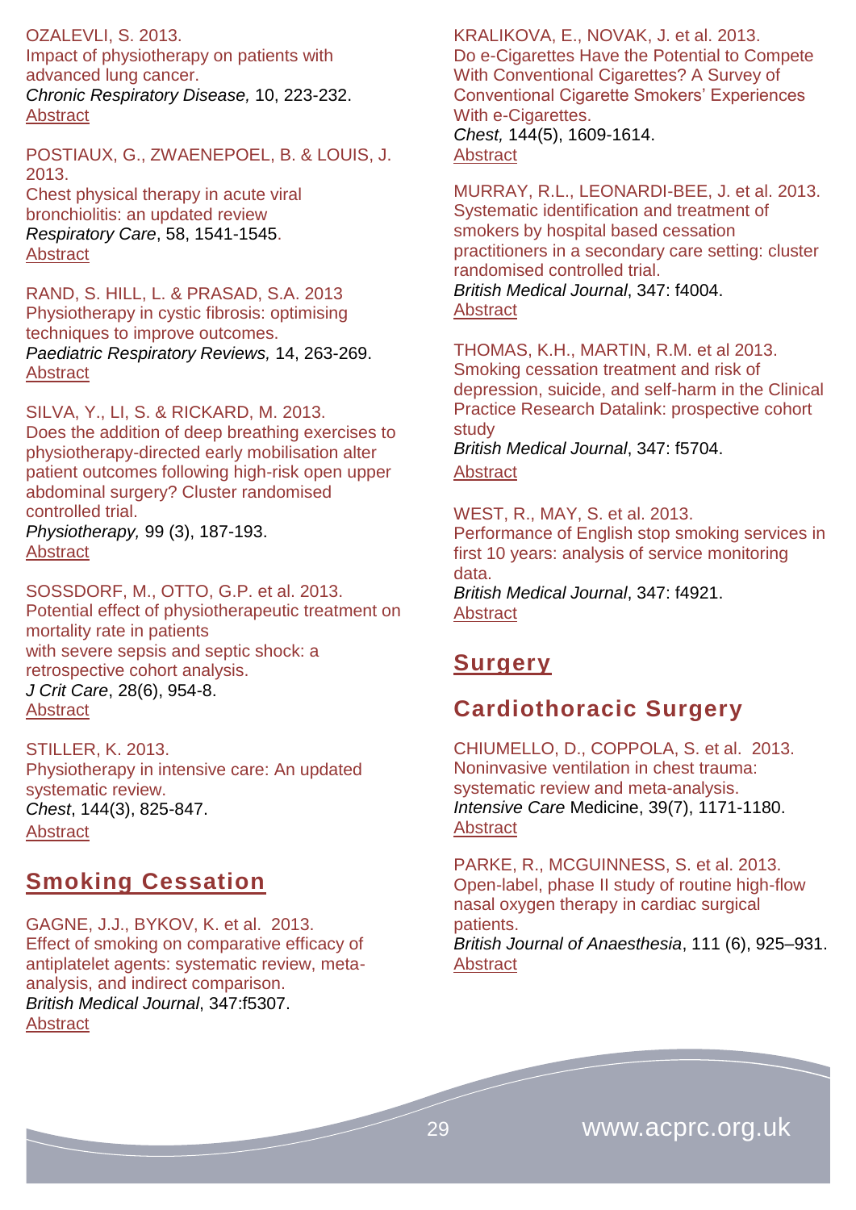OZALEVLI, S. 2013.
Impact of physiotherapy on patients with advanced lung cancer.
*Chronic Respiratory Disease,* 10, 223-232.
Abstract

POSTIAUX, G., ZWAENEPOEL, B. & LOUIS, J. 2013.
Chest physical therapy in acute viral bronchiolitis: an updated review
*Respiratory Care*, 58, 1541-1545.
Abstract

RAND, S. HILL, L. & PRASAD, S.A. 2013
Physiotherapy in cystic fibrosis: optimising techniques to improve outcomes.
*Paediatric Respiratory Reviews,* 14, 263-269.
Abstract

SILVA, Y., LI, S. & RICKARD, M. 2013.
Does the addition of deep breathing exercises to physiotherapy-directed early mobilisation alter patient outcomes following high-risk open upper abdominal surgery? Cluster randomised controlled trial.
*Physiotherapy,* 99 (3), 187-193.
Abstract

SOSSDORF, M., OTTO, G.P. et al. 2013.
Potential effect of physiotherapeutic treatment on mortality rate in patients
with severe sepsis and septic shock: a retrospective cohort analysis.
*J Crit Care*, 28(6), 954-8.
Abstract

STILLER, K. 2013.
Physiotherapy in intensive care: An updated systematic review.
*Chest*, 144(3), 825-847.
Abstract

## Smoking Cessation

GAGNE, J.J., BYKOV, K. et al. 2013.
Effect of smoking on comparative efficacy of antiplatelet agents: systematic review, meta-analysis, and indirect comparison.
*British Medical Journal*, 347:f5307.
Abstract

KRALIKOVA, E., NOVAK, J. et al. 2013.
Do e-Cigarettes Have the Potential to Compete With Conventional Cigarettes? A Survey of Conventional Cigarette Smokers' Experiences With e-Cigarettes.
*Chest,* 144(5), 1609-1614.
Abstract

MURRAY, R.L., LEONARDI-BEE, J. et al. 2013.
Systematic identification and treatment of smokers by hospital based cessation practitioners in a secondary care setting: cluster randomised controlled trial.
*British Medical Journal*, 347: f4004.
Abstract

THOMAS, K.H., MARTIN, R.M. et al 2013.
Smoking cessation treatment and risk of depression, suicide, and self-harm in the Clinical Practice Research Datalink: prospective cohort study
*British Medical Journal*, 347: f5704.
Abstract

WEST, R., MAY, S. et al. 2013.
Performance of English stop smoking services in first 10 years: analysis of service monitoring data.
*British Medical Journal*, 347: f4921.
Abstract

## Surgery

### Cardiothoracic Surgery

CHIUMELLO, D., COPPOLA, S. et al. 2013.
Noninvasive ventilation in chest trauma: systematic review and meta-analysis.
*Intensive Care* Medicine, 39(7), 1171-1180.
Abstract

PARKE, R., MCGUINNESS, S. et al. 2013.
Open-label, phase II study of routine high-flow nasal oxygen therapy in cardiac surgical patients.
*British Journal of Anaesthesia*, 111 (6), 925–931.
Abstract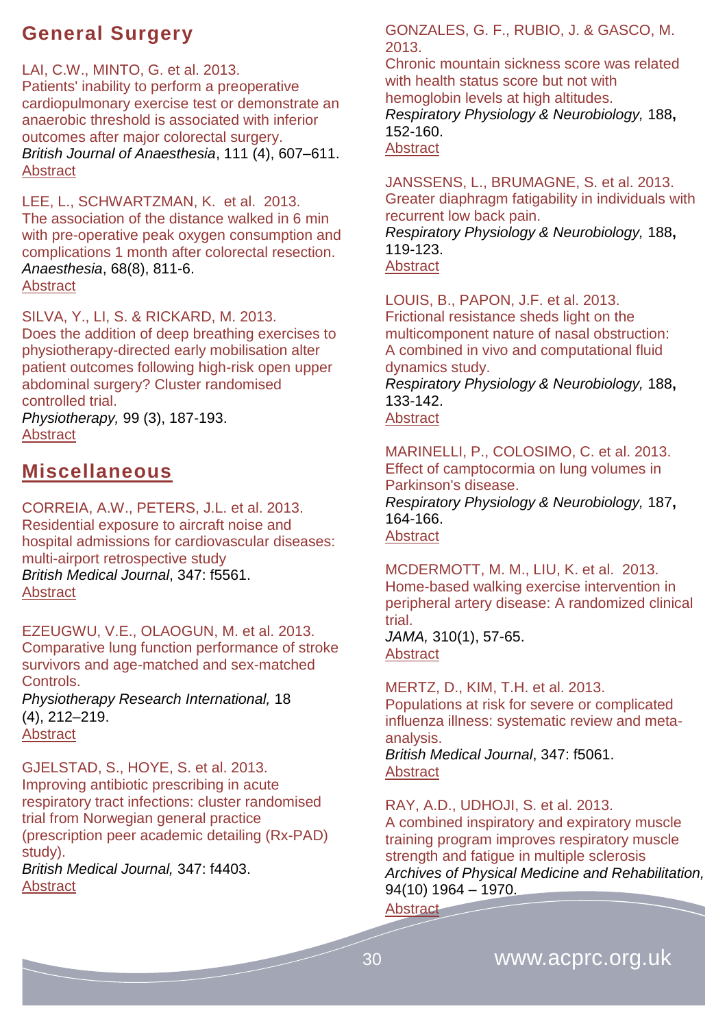## General Surgery

LAI, C.W., MINTO, G. et al. 2013.
Patients' inability to perform a preoperative cardiopulmonary exercise test or demonstrate an anaerobic threshold is associated with inferior outcomes after major colorectal surgery.
*British Journal of Anaesthesia*, 111 (4), 607–611.
Abstract

LEE, L., SCHWARTZMAN, K. et al. 2013.
The association of the distance walked in 6 min with pre-operative peak oxygen consumption and complications 1 month after colorectal resection.
*Anaesthesia*, 68(8), 811-6.
Abstract

SILVA, Y., LI, S. & RICKARD, M. 2013.
Does the addition of deep breathing exercises to physiotherapy-directed early mobilisation alter patient outcomes following high-risk open upper abdominal surgery? Cluster randomised controlled trial.
*Physiotherapy,* 99 (3), 187-193.
Abstract

## Miscellaneous

CORREIA, A.W., PETERS, J.L. et al. 2013.
Residential exposure to aircraft noise and hospital admissions for cardiovascular diseases: multi-airport retrospective study
*British Medical Journal*, 347: f5561.
Abstract

EZEUGWU, V.E., OLAOGUN, M. et al. 2013.
Comparative lung function performance of stroke survivors and age-matched and sex-matched Controls.
*Physiotherapy Research International,* 18 (4), 212–219.
Abstract

GJELSTAD, S., HOYE, S. et al. 2013.
Improving antibiotic prescribing in acute respiratory tract infections: cluster randomised trial from Norwegian general practice (prescription peer academic detailing (Rx-PAD) study).
*British Medical Journal,* 347: f4403.
Abstract

GONZALES, G. F., RUBIO, J. & GASCO, M. 2013.
Chronic mountain sickness score was related with health status score but not with hemoglobin levels at high altitudes.
*Respiratory Physiology & Neurobiology,* 188**,** 152-160.
Abstract

JANSSENS, L., BRUMAGNE, S. et al. 2013.
Greater diaphragm fatigability in individuals with recurrent low back pain.
*Respiratory Physiology & Neurobiology,* 188**,** 119-123.
Abstract

LOUIS, B., PAPON, J.F. et al. 2013.
Frictional resistance sheds light on the multicomponent nature of nasal obstruction: A combined in vivo and computational fluid dynamics study.
*Respiratory Physiology & Neurobiology,* 188**,** 133-142.
Abstract

MARINELLI, P., COLOSIMO, C. et al. 2013.
Effect of camptocormia on lung volumes in Parkinson's disease.
*Respiratory Physiology & Neurobiology,* 187**,** 164-166.
Abstract

MCDERMOTT, M. M., LIU, K. et al. 2013.
Home-based walking exercise intervention in peripheral artery disease: A randomized clinical trial.
*JAMA,* 310(1), 57-65.
Abstract

MERTZ, D., KIM, T.H. et al. 2013.
Populations at risk for severe or complicated influenza illness: systematic review and meta-analysis.
*British Medical Journal*, 347: f5061.
Abstract

RAY, A.D., UDHOJI, S. et al. 2013.
A combined inspiratory and expiratory muscle training program improves respiratory muscle strength and fatigue in multiple sclerosis
*Archives of Physical Medicine and Rehabilitation,* 94(10) 1964 – 1970.
Abstract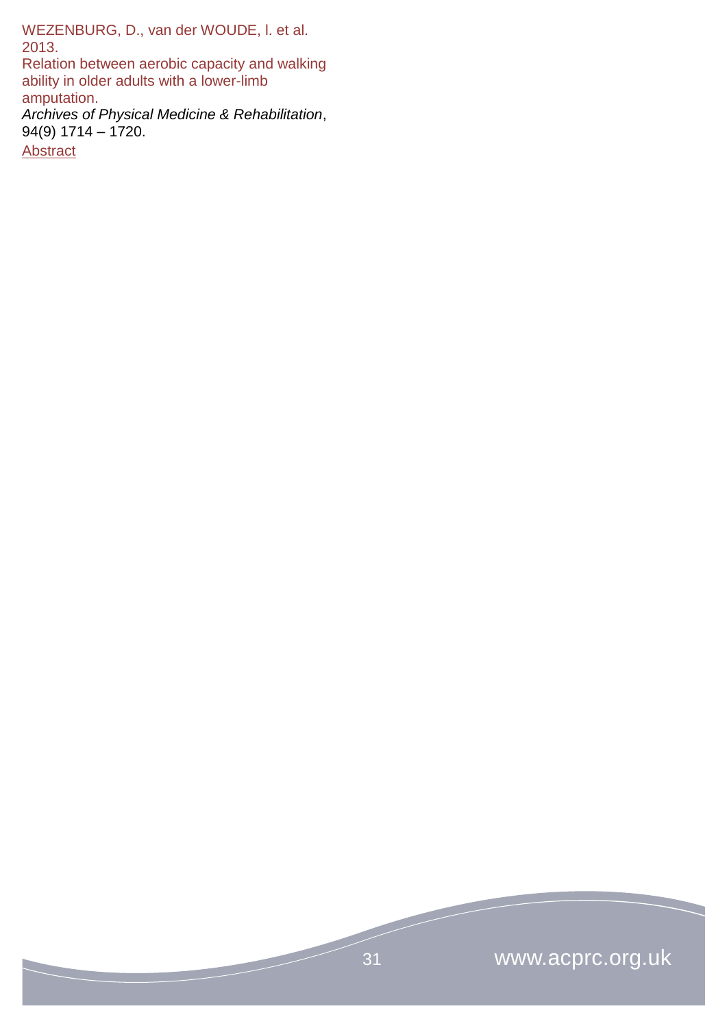WEZENBURG, D., van der WOUDE, l. et al.
2013.
Relation between aerobic capacity and walking ability in older adults with a lower-limb amputation.
*Archives of Physical Medicine & Rehabilitation*, 94(9) 1714 – 1720.
Abstract